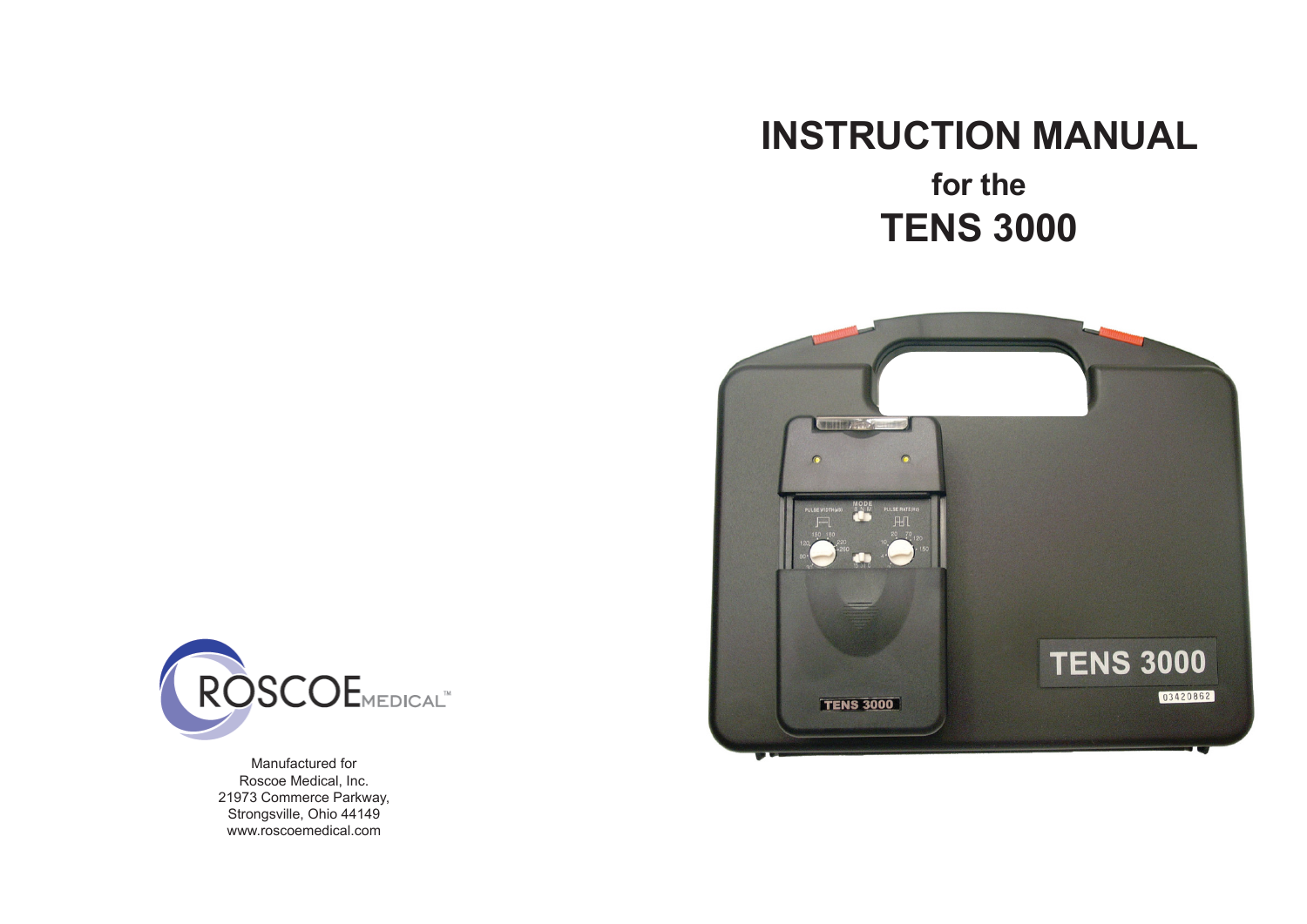# INSTRUCTION MANUAL

## for the

# TENS 3000

ROSCOE MEDICAL™

Manufactured for
Roscoe Medical, Inc.
21973 Commerce Parkway,
Strongsville, Ohio 44149
www.roscoemedical.com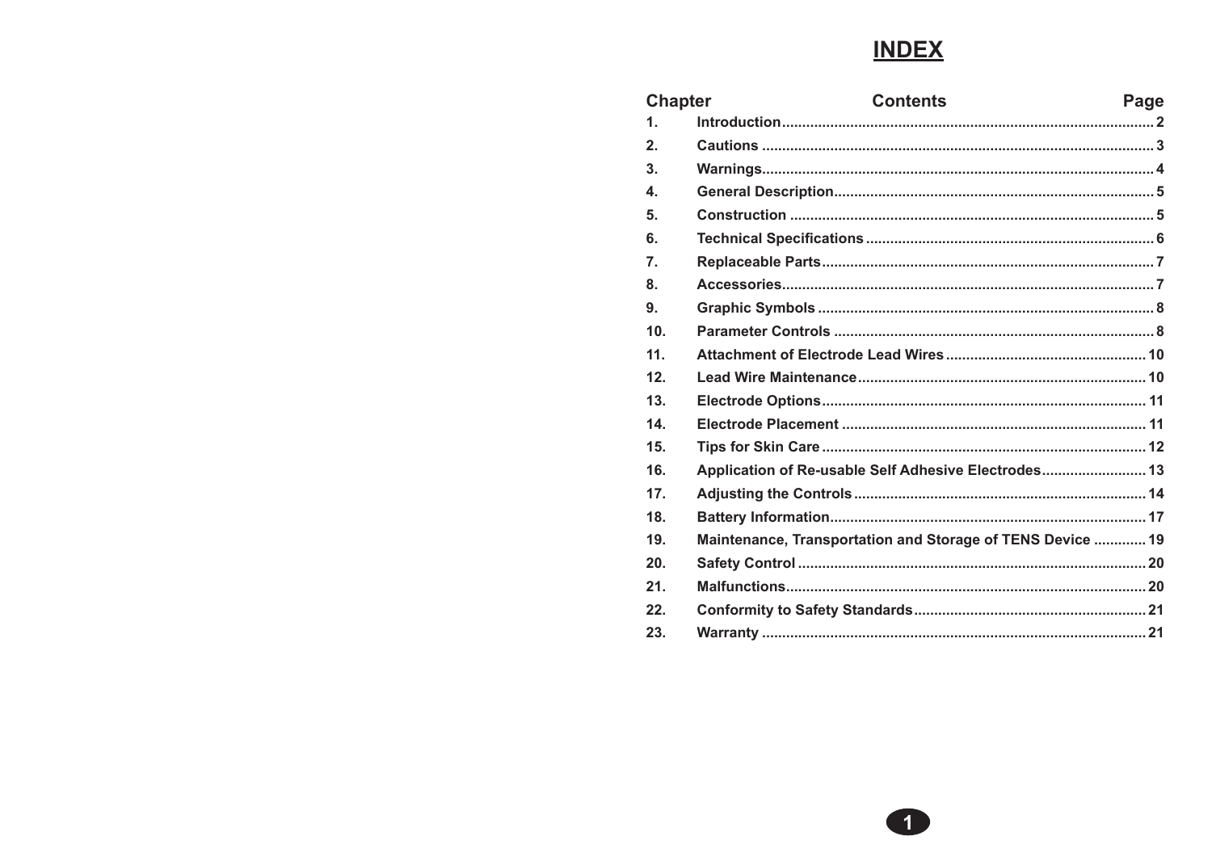# INDEX

| Chapter | Contents | Page |
| --- | --- | --- |
| 1. | Introduction | 2 |
| 2. | Cautions | 3 |
| 3. | Warnings | 4 |
| 4. | General Description | 5 |
| 5. | Construction | 5 |
| 6. | Technical Specifications | 6 |
| 7. | Replaceable Parts | 7 |
| 8. | Accessories | 7 |
| 9. | Graphic Symbols | 8 |
| 10. | Parameter Controls | 8 |
| 11. | Attachment of Electrode Lead Wires | 10 |
| 12. | Lead Wire Maintenance | 10 |
| 13. | Electrode Options | 11 |
| 14. | Electrode Placement | 11 |
| 15. | Tips for Skin Care | 12 |
| 16. | Application of Re-usable Self Adhesive Electrodes | 13 |
| 17. | Adjusting the Controls | 14 |
| 18. | Battery Information | 17 |
| 19. | Maintenance, Transportation and Storage of TENS Device | 19 |
| 20. | Safety Control | 20 |
| 21. | Malfunctions | 20 |
| 22. | Conformity to Safety Standards | 21 |
| 23. | Warranty | 21 |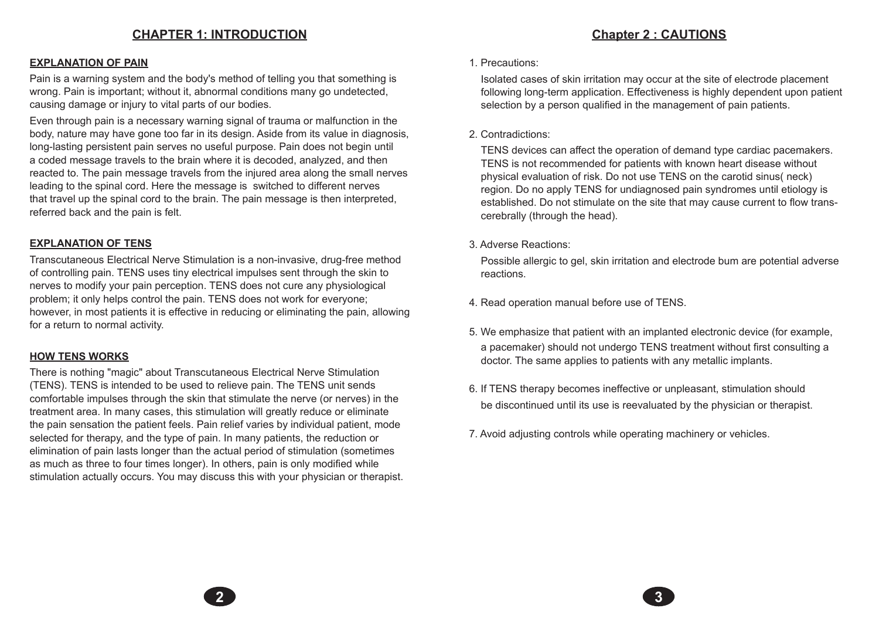# CHAPTER 1: INTRODUCTION

## EXPLANATION OF PAIN

Pain is a warning system and the body's method of telling you that something is wrong. Pain is important; without it, abnormal conditions many go undetected, causing damage or injury to vital parts of our bodies.

Even through pain is a necessary warning signal of trauma or malfunction in the body, nature may have gone too far in its design. Aside from its value in diagnosis, long-lasting persistent pain serves no useful purpose. Pain does not begin until a coded message travels to the brain where it is decoded, analyzed, and then reacted to. The pain message travels from the injured area along the small nerves leading to the spinal cord. Here the message is switched to different nerves that travel up the spinal cord to the brain. The pain message is then interpreted, referred back and the pain is felt.

## EXPLANATION OF TENS

Transcutaneous Electrical Nerve Stimulation is a non-invasive, drug-free method of controlling pain. TENS uses tiny electrical impulses sent through the skin to nerves to modify your pain perception. TENS does not cure any physiological problem; it only helps control the pain. TENS does not work for everyone; however, in most patients it is effective in reducing or eliminating the pain, allowing for a return to normal activity.

## HOW TENS WORKS

There is nothing "magic" about Transcutaneous Electrical Nerve Stimulation (TENS). TENS is intended to be used to relieve pain. The TENS unit sends comfortable impulses through the skin that stimulate the nerve (or nerves) in the treatment area. In many cases, this stimulation will greatly reduce or eliminate the pain sensation the patient feels. Pain relief varies by individual patient, mode selected for therapy, and the type of pain. In many patients, the reduction or elimination of pain lasts longer than the actual period of stimulation (sometimes as much as three to four times longer). In others, pain is only modified while stimulation actually occurs. You may discuss this with your physician or therapist.

# Chapter 2 : CAUTIONS

1. Precautions:

   Isolated cases of skin irritation may occur at the site of electrode placement following long-term application. Effectiveness is highly dependent upon patient selection by a person qualified in the management of pain patients.

2. Contradictions:

   TENS devices can affect the operation of demand type cardiac pacemakers. TENS is not recommended for patients with known heart disease without physical evaluation of risk. Do not use TENS on the carotid sinus( neck) region. Do no apply TENS for undiagnosed pain syndromes until etiology is established. Do not stimulate on the site that may cause current to flow trans-cerebrally (through the head).

3. Adverse Reactions:

   Possible allergic to gel, skin irritation and electrode bum are potential adverse reactions.

4. Read operation manual before use of TENS.

5. We emphasize that patient with an implanted electronic device (for example, a pacemaker) should not undergo TENS treatment without first consulting a doctor. The same applies to patients with any metallic implants.

6. If TENS therapy becomes ineffective or unpleasant, stimulation should be discontinued until its use is reevaluated by the physician or therapist.

7. Avoid adjusting controls while operating machinery or vehicles.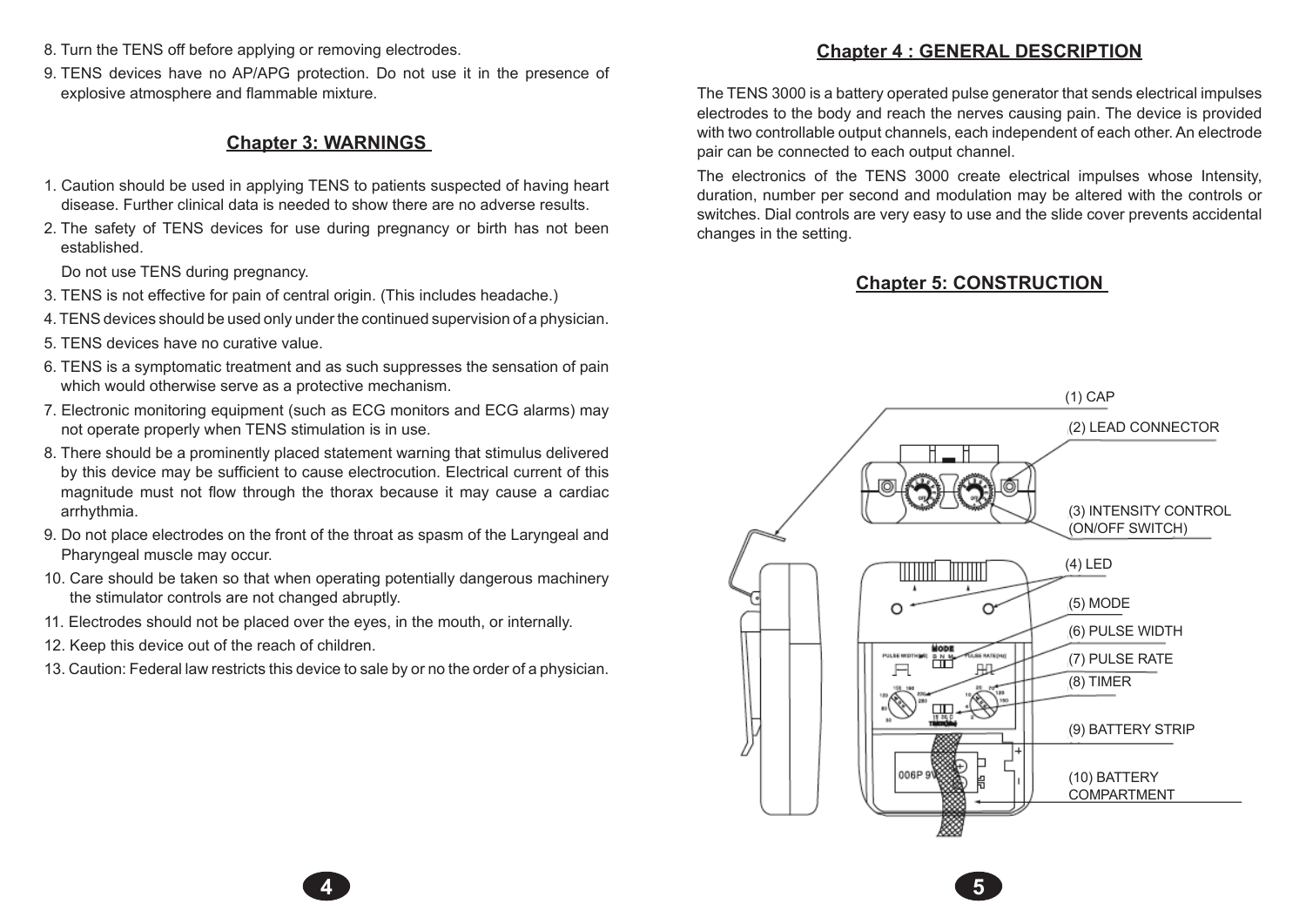8. Turn the TENS off before applying or removing electrodes.
9. TENS devices have no AP/APG protection. Do not use it in the presence of explosive atmosphere and flammable mixture.

## Chapter 3: WARNINGS

1. Caution should be used in applying TENS to patients suspected of having heart disease. Further clinical data is needed to show there are no adverse results.
2. The safety of TENS devices for use during pregnancy or birth has not been established.

   Do not use TENS during pregnancy.
3. TENS is not effective for pain of central origin. (This includes headache.)
4. TENS devices should be used only under the continued supervision of a physician.
5. TENS devices have no curative value.
6. TENS is a symptomatic treatment and as such suppresses the sensation of pain which would otherwise serve as a protective mechanism.
7. Electronic monitoring equipment (such as ECG monitors and ECG alarms) may not operate properly when TENS stimulation is in use.
8. There should be a prominently placed statement warning that stimulus delivered by this device may be sufficient to cause electrocution. Electrical current of this magnitude must not flow through the thorax because it may cause a cardiac arrhythmia.
9. Do not place electrodes on the front of the throat as spasm of the Laryngeal and Pharyngeal muscle may occur.
10. Care should be taken so that when operating potentially dangerous machinery the stimulator controls are not changed abruptly.
11. Electrodes should not be placed over the eyes, in the mouth, or internally.
12. Keep this device out of the reach of children.
13. Caution: Federal law restricts this device to sale by or no the order of a physician.

## Chapter 4 : GENERAL DESCRIPTION

The TENS 3000 is a battery operated pulse generator that sends electrical impulses electrodes to the body and reach the nerves causing pain. The device is provided with two controllable output channels, each independent of each other. An electrode pair can be connected to each output channel.

The electronics of the TENS 3000 create electrical impulses whose Intensity, duration, number per second and modulation may be altered with the controls or switches. Dial controls are very easy to use and the slide cover prevents accidental changes in the setting.

## Chapter 5: CONSTRUCTION

(1) CAP

(2) LEAD CONNECTOR

(3) INTENSITY CONTROL (ON/OFF SWITCH)

(4) LED

(5) MODE

(6) PULSE WIDTH

(7) PULSE RATE

(8) TIMER

(9) BATTERY STRIP

(10) BATTERY COMPARTMENT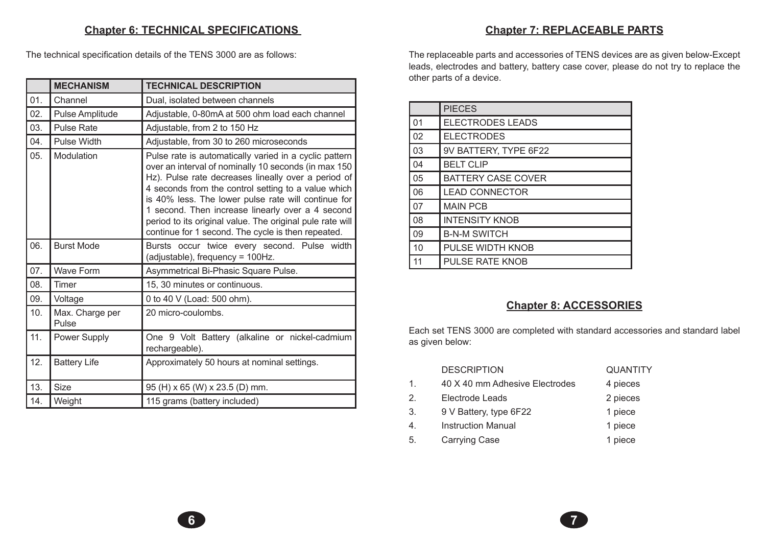## Chapter 6: TECHNICAL SPECIFICATIONS

The technical specification details of the TENS 3000 are as follows:

| | MECHANISM | TECHNICAL DESCRIPTION |
|---|---|---|
| 01. | Channel | Dual, isolated between channels |
| 02. | Pulse Amplitude | Adjustable, 0-80mA at 500 ohm load each channel |
| 03. | Pulse Rate | Adjustable, from 2 to 150 Hz |
| 04. | Pulse Width | Adjustable, from 30 to 260 microseconds |
| 05. | Modulation | Pulse rate is automatically varied in a cyclic pattern over an interval of nominally 10 seconds (in max 150 Hz). Pulse rate decreases lineally over a period of 4 seconds from the control setting to a value which is 40% less. The lower pulse rate will continue for 1 second. Then increase linearly over a 4 second period to its original value. The original pule rate will continue for 1 second. The cycle is then repeated. |
| 06. | Burst Mode | Bursts occur twice every second. Pulse width (adjustable), frequency = 100Hz. |
| 07. | Wave Form | Asymmetrical Bi-Phasic Square Pulse. |
| 08. | Timer | 15, 30 minutes or continuous. |
| 09. | Voltage | 0 to 40 V (Load: 500 ohm). |
| 10. | Max. Charge per Pulse | 20 micro-coulombs. |
| 11. | Power Supply | One 9 Volt Battery (alkaline or nickel-cadmium rechargeable). |
| 12. | Battery Life | Approximately 50 hours at nominal settings. |
| 13. | Size | 95 (H) x 65 (W) x 23.5 (D) mm. |
| 14. | Weight | 115 grams (battery included) |

## Chapter 7: REPLACEABLE PARTS

The replaceable parts and accessories of TENS devices are as given below-Except leads, electrodes and battery, battery case cover, please do not try to replace the other parts of a device.

| | PIECES |
|---|---|
| 01 | ELECTRODES LEADS |
| 02 | ELECTRODES |
| 03 | 9V BATTERY, TYPE 6F22 |
| 04 | BELT CLIP |
| 05 | BATTERY CASE COVER |
| 06 | LEAD CONNECTOR |
| 07 | MAIN PCB |
| 08 | INTENSITY KNOB |
| 09 | B-N-M SWITCH |
| 10 | PULSE WIDTH KNOB |
| 11 | PULSE RATE KNOB |

## Chapter 8: ACCESSORIES

Each set TENS 3000 are completed with standard accessories and standard label as given below:

| | DESCRIPTION | QUANTITY |
|---|---|---|
| 1. | 40 X 40 mm Adhesive Electrodes | 4 pieces |
| 2. | Electrode Leads | 2 pieces |
| 3. | 9 V Battery, type 6F22 | 1 piece |
| 4. | Instruction Manual | 1 piece |
| 5. | Carrying Case | 1 piece |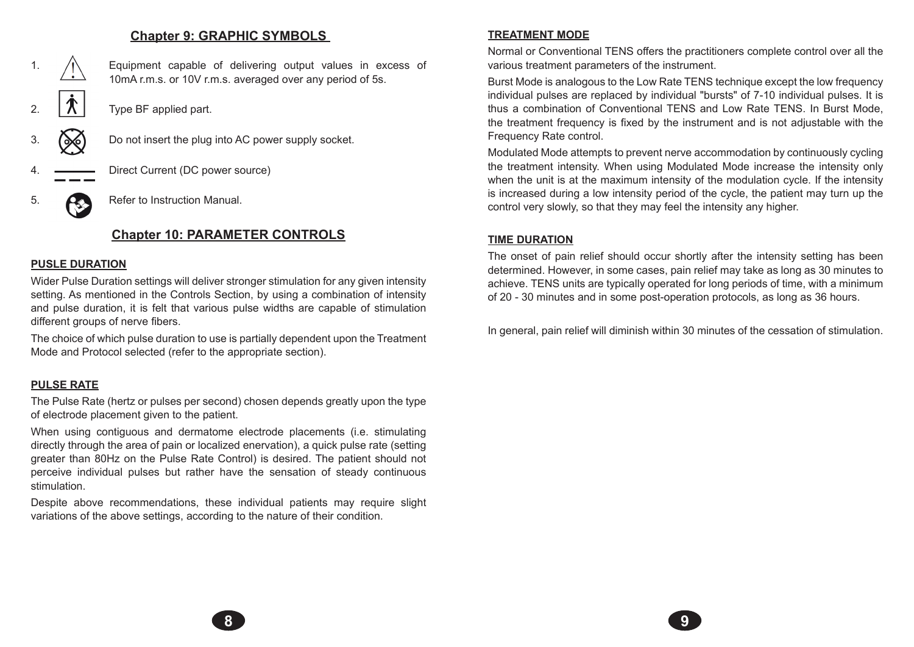## Chapter 9: GRAPHIC SYMBOLS

1. Equipment capable of delivering output values in excess of 10mA r.m.s. or 10V r.m.s. averaged over any period of 5s.
2. Type BF applied part.
3. Do not insert the plug into AC power supply socket.
4. Direct Current (DC power source)
5. Refer to Instruction Manual.

## Chapter 10: PARAMETER CONTROLS

### PUSLE DURATION

Wider Pulse Duration settings will deliver stronger stimulation for any given intensity setting. As mentioned in the Controls Section, by using a combination of intensity and pulse duration, it is felt that various pulse widths are capable of stimulation different groups of nerve fibers.

The choice of which pulse duration to use is partially dependent upon the Treatment Mode and Protocol selected (refer to the appropriate section).

### PULSE RATE

The Pulse Rate (hertz or pulses per second) chosen depends greatly upon the type of electrode placement given to the patient.

When using contiguous and dermatome electrode placements (i.e. stimulating directly through the area of pain or localized enervation), a quick pulse rate (setting greater than 80Hz on the Pulse Rate Control) is desired. The patient should not perceive individual pulses but rather have the sensation of steady continuous stimulation.

Despite above recommendations, these individual patients may require slight variations of the above settings, according to the nature of their condition.

### TREATMENT MODE

Normal or Conventional TENS offers the practitioners complete control over all the various treatment parameters of the instrument.

Burst Mode is analogous to the Low Rate TENS technique except the low frequency individual pulses are replaced by individual "bursts" of 7-10 individual pulses. It is thus a combination of Conventional TENS and Low Rate TENS. In Burst Mode, the treatment frequency is fixed by the instrument and is not adjustable with the Frequency Rate control.

Modulated Mode attempts to prevent nerve accommodation by continuously cycling the treatment intensity. When using Modulated Mode increase the intensity only when the unit is at the maximum intensity of the modulation cycle. If the intensity is increased during a low intensity period of the cycle, the patient may turn up the control very slowly, so that they may feel the intensity any higher.

### TIME DURATION

The onset of pain relief should occur shortly after the intensity setting has been determined. However, in some cases, pain relief may take as long as 30 minutes to achieve. TENS units are typically operated for long periods of time, with a minimum of 20 - 30 minutes and in some post-operation protocols, as long as 36 hours.

In general, pain relief will diminish within 30 minutes of the cessation of stimulation.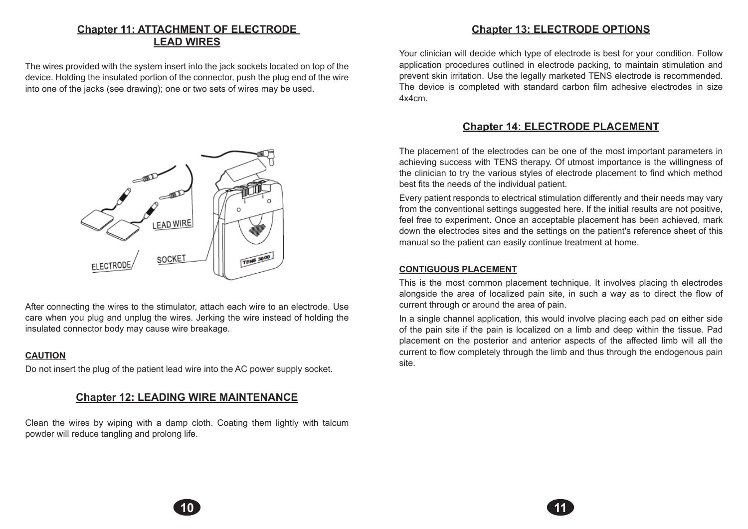## Chapter 11: ATTACHMENT OF ELECTRODE LEAD WIRES

The wires provided with the system insert into the jack sockets located on top of the device. Holding the insulated portion of the connector, push the plug end of the wire into one of the jacks (see drawing); one or two sets of wires may be used.

After connecting the wires to the stimulator, attach each wire to an electrode. Use care when you plug and unplug the wires. Jerking the wire instead of holding the insulated connector body may cause wire breakage.

**CAUTION**

Do not insert the plug of the patient lead wire into the AC power supply socket.

## Chapter 12: LEADING WIRE MAINTENANCE

Clean the wires by wiping with a damp cloth. Coating them lightly with talcum powder will reduce tangling and prolong life.

## Chapter 13: ELECTRODE OPTIONS

Your clinician will decide which type of electrode is best for your condition. Follow application procedures outlined in electrode packing, to maintain stimulation and prevent skin irritation. Use the legally marketed TENS electrode is recommended. The device is completed with standard carbon film adhesive electrodes in size 4x4cm.

## Chapter 14: ELECTRODE PLACEMENT

The placement of the electrodes can be one of the most important parameters in achieving success with TENS therapy. Of utmost importance is the willingness of the clinician to try the various styles of electrode placement to find which method best fits the needs of the individual patient.

Every patient responds to electrical stimulation differently and their needs may vary from the conventional settings suggested here. If the initial results are not positive, feel free to experiment. Once an acceptable placement has been achieved, mark down the electrodes sites and the settings on the patient's reference sheet of this manual so the patient can easily continue treatment at home.

**CONTIGUOUS PLACEMENT**

This is the most common placement technique. It involves placing th electrodes alongside the area of localized pain site, in such a way as to direct the flow of current through or around the area of pain.

In a single channel application, this would involve placing each pad on either side of the pain site if the pain is localized on a limb and deep within the tissue. Pad placement on the posterior and anterior aspects of the affected limb will all the current to flow completely through the limb and thus through the endogenous pain site.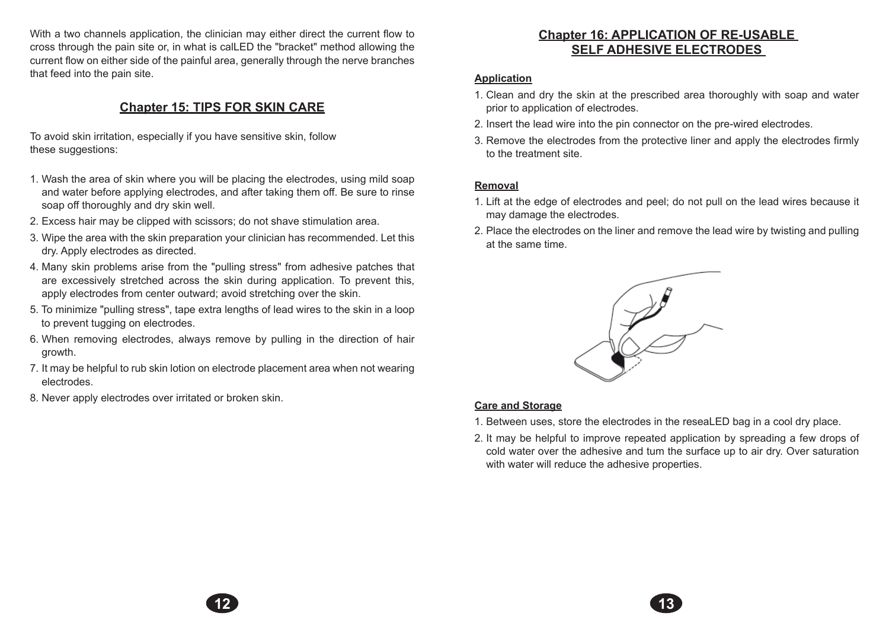With a two channels application, the clinician may either direct the current flow to cross through the pain site or, in what is calLED the "bracket" method allowing the current flow on either side of the painful area, generally through the nerve branches that feed into the pain site.

## Chapter 15: TIPS FOR SKIN CARE

To avoid skin irritation, especially if you have sensitive skin, follow these suggestions:

1. Wash the area of skin where you will be placing the electrodes, using mild soap and water before applying electrodes, and after taking them off. Be sure to rinse soap off thoroughly and dry skin well.
2. Excess hair may be clipped with scissors; do not shave stimulation area.
3. Wipe the area with the skin preparation your clinician has recommended. Let this dry. Apply electrodes as directed.
4. Many skin problems arise from the "pulling stress" from adhesive patches that are excessively stretched across the skin during application. To prevent this, apply electrodes from center outward; avoid stretching over the skin.
5. To minimize "pulling stress", tape extra lengths of lead wires to the skin in a loop to prevent tugging on electrodes.
6. When removing electrodes, always remove by pulling in the direction of hair growth.
7. It may be helpful to rub skin lotion on electrode placement area when not wearing electrodes.
8. Never apply electrodes over irritated or broken skin.

## Chapter 16: APPLICATION OF RE-USABLE SELF ADHESIVE ELECTRODES

### Application

1. Clean and dry the skin at the prescribed area thoroughly with soap and water prior to application of electrodes.
2. Insert the lead wire into the pin connector on the pre-wired electrodes.
3. Remove the electrodes from the protective liner and apply the electrodes firmly to the treatment site.

### Removal

1. Lift at the edge of electrodes and peel; do not pull on the lead wires because it may damage the electrodes.
2. Place the electrodes on the liner and remove the lead wire by twisting and pulling at the same time.

### Care and Storage

1. Between uses, store the electrodes in the reseaLED bag in a cool dry place.
2. It may be helpful to improve repeated application by spreading a few drops of cold water over the adhesive and tum the surface up to air dry. Over saturation with water will reduce the adhesive properties.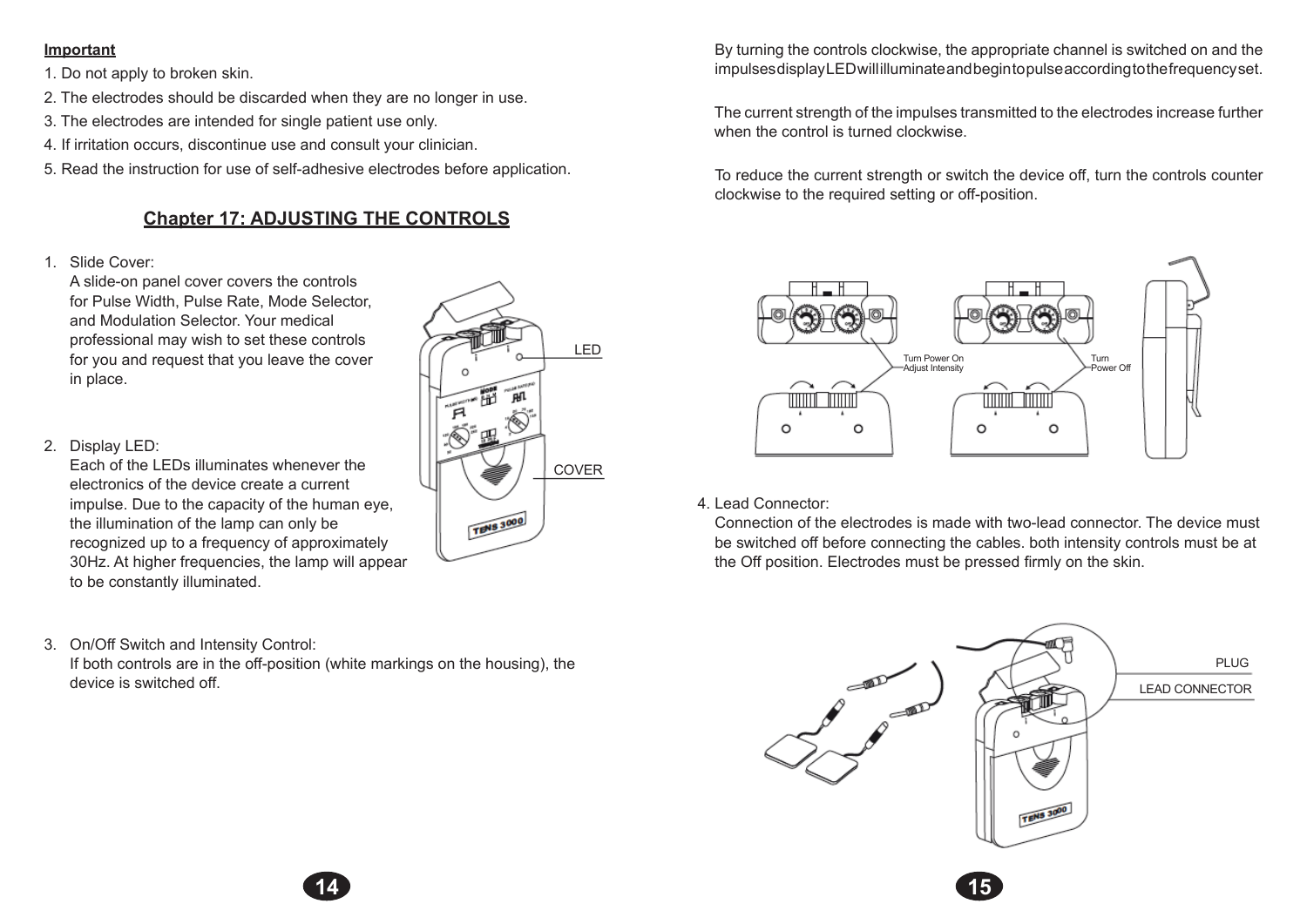**Important**

1. Do not apply to broken skin.
2. The electrodes should be discarded when they are no longer in use.
3. The electrodes are intended for single patient use only.
4. If irritation occurs, discontinue use and consult your clinician.
5. Read the instruction for use of self-adhesive electrodes before application.

## Chapter 17: ADJUSTING THE CONTROLS

1. Slide Cover:
   A slide-on panel cover covers the controls for Pulse Width, Pulse Rate, Mode Selector, and Modulation Selector. Your medical professional may wish to set these controls for you and request that you leave the cover in place.

2. Display LED:
   Each of the LEDs illuminates whenever the electronics of the device create a current impulse. Due to the capacity of the human eye, the illumination of the lamp can only be recognized up to a frequency of approximately 30Hz. At higher frequencies, the lamp will appear to be constantly illuminated.

3. On/Off Switch and Intensity Control:
   If both controls are in the off-position (white markings on the housing), the device is switched off.

   By turning the controls clockwise, the appropriate channel is switched on and the impulses display LED will illuminate and begin to pulse according to the frequency set.

   The current strength of the impulses transmitted to the electrodes increase further when the control is turned clockwise.

   To reduce the current strength or switch the device off, turn the controls counter clockwise to the required setting or off-position.

4. Lead Connector:
   Connection of the electrodes is made with two-lead connector. The device must be switched off before connecting the cables. both intensity controls must be at the Off position. Electrodes must be pressed firmly on the skin.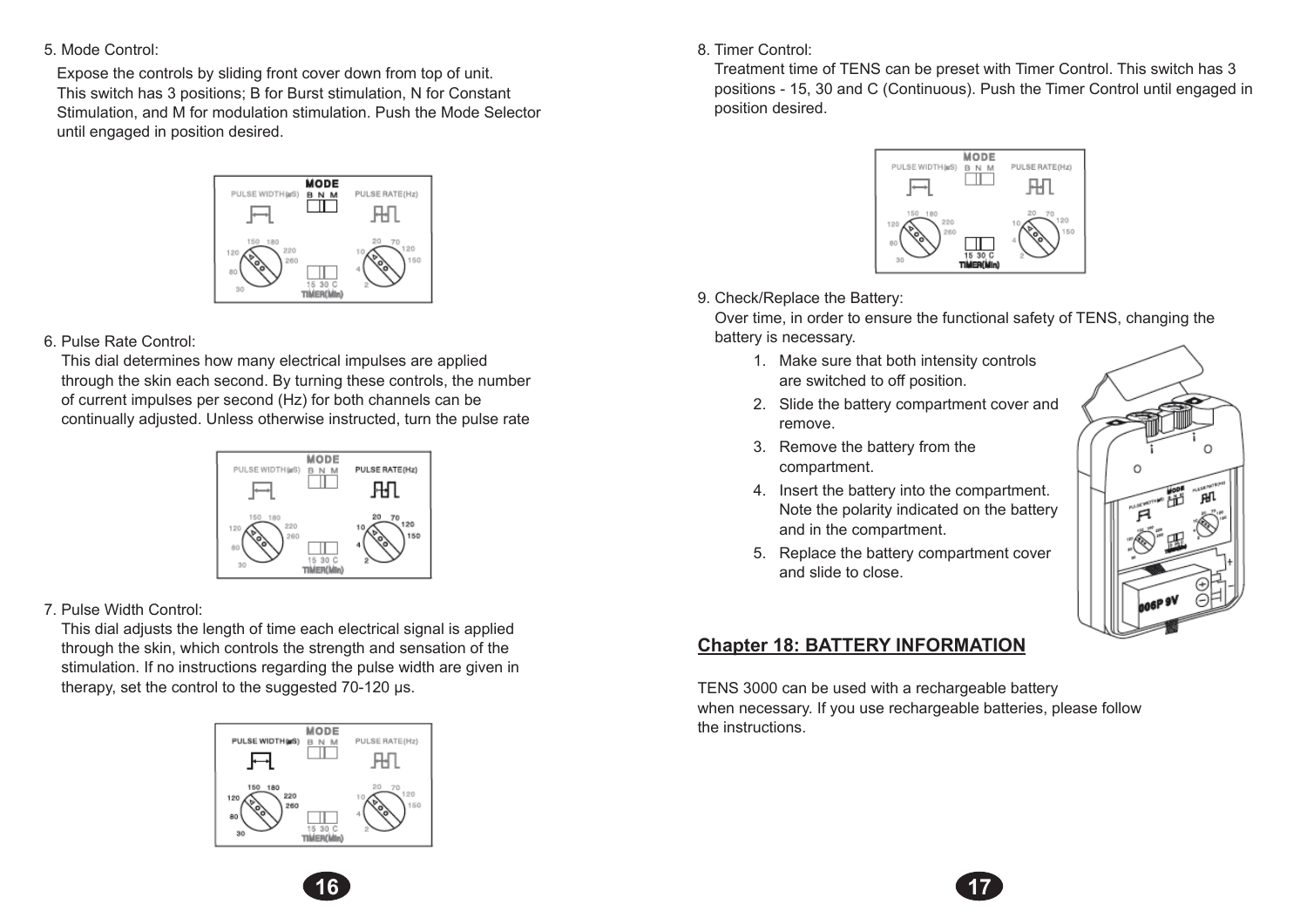5. Mode Control:

Expose the controls by sliding front cover down from top of unit. This switch has 3 positions; B for Burst stimulation, N for Constant Stimulation, and M for modulation stimulation. Push the Mode Selector until engaged in position desired.

6. Pulse Rate Control:

This dial determines how many electrical impulses are applied through the skin each second. By turning these controls, the number of current impulses per second (Hz) for both channels can be continually adjusted. Unless otherwise instructed, turn the pulse rate

7. Pulse Width Control:

This dial adjusts the length of time each electrical signal is applied through the skin, which controls the strength and sensation of the stimulation. If no instructions regarding the pulse width are given in therapy, set the control to the suggested 70-120 μs.

8. Timer Control:

Treatment time of TENS can be preset with Timer Control. This switch has 3 positions - 15, 30 and C (Continuous). Push the Timer Control until engaged in position desired.

9. Check/Replace the Battery:

Over time, in order to ensure the functional safety of TENS, changing the battery is necessary.

1. Make sure that both intensity controls are switched to off position.
2. Slide the battery compartment cover and remove.
3. Remove the battery from the compartment.
4. Insert the battery into the compartment. Note the polarity indicated on the battery and in the compartment.
5. Replace the battery compartment cover and slide to close.

## Chapter 18: BATTERY INFORMATION

TENS 3000 can be used with a rechargeable battery when necessary. If you use rechargeable batteries, please follow the instructions.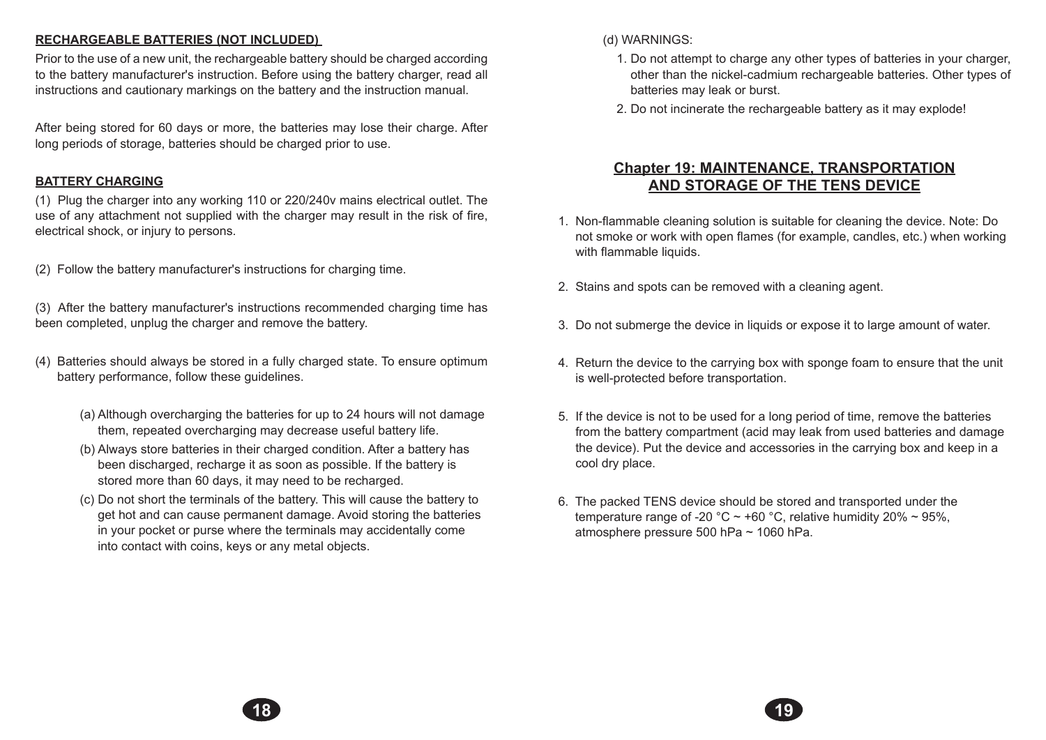**RECHARGEABLE BATTERIES (NOT INCLUDED)**

Prior to the use of a new unit, the rechargeable battery should be charged according to the battery manufacturer's instruction. Before using the battery charger, read all instructions and cautionary markings on the battery and the instruction manual.

After being stored for 60 days or more, the batteries may lose their charge. After long periods of storage, batteries should be charged prior to use.

**BATTERY CHARGING**

(1) Plug the charger into any working 110 or 220/240v mains electrical outlet. The use of any attachment not supplied with the charger may result in the risk of fire, electrical shock, or injury to persons.

(2) Follow the battery manufacturer's instructions for charging time.

(3) After the battery manufacturer's instructions recommended charging time has been completed, unplug the charger and remove the battery.

(4) Batteries should always be stored in a fully charged state. To ensure optimum battery performance, follow these guidelines.

   (a) Although overcharging the batteries for up to 24 hours will not damage them, repeated overcharging may decrease useful battery life.

   (b) Always store batteries in their charged condition. After a battery has been discharged, recharge it as soon as possible. If the battery is stored more than 60 days, it may need to be recharged.

   (c) Do not short the terminals of the battery. This will cause the battery to get hot and can cause permanent damage. Avoid storing the batteries in your pocket or purse where the terminals may accidentally come into contact with coins, keys or any metal objects.

   (d) WARNINGS:

   1. Do not attempt to charge any other types of batteries in your charger, other than the nickel-cadmium rechargeable batteries. Other types of batteries may leak or burst.
   2. Do not incinerate the rechargeable battery as it may explode!

## Chapter 19: MAINTENANCE, TRANSPORTATION AND STORAGE OF THE TENS DEVICE

1. Non-flammable cleaning solution is suitable for cleaning the device. Note: Do not smoke or work with open flames (for example, candles, etc.) when working with flammable liquids.
2. Stains and spots can be removed with a cleaning agent.
3. Do not submerge the device in liquids or expose it to large amount of water.
4. Return the device to the carrying box with sponge foam to ensure that the unit is well-protected before transportation.
5. If the device is not to be used for a long period of time, remove the batteries from the battery compartment (acid may leak from used batteries and damage the device). Put the device and accessories in the carrying box and keep in a cool dry place.
6. The packed TENS device should be stored and transported under the temperature range of -20 °C ~ +60 °C, relative humidity 20% ~ 95%, atmosphere pressure 500 hPa ~ 1060 hPa.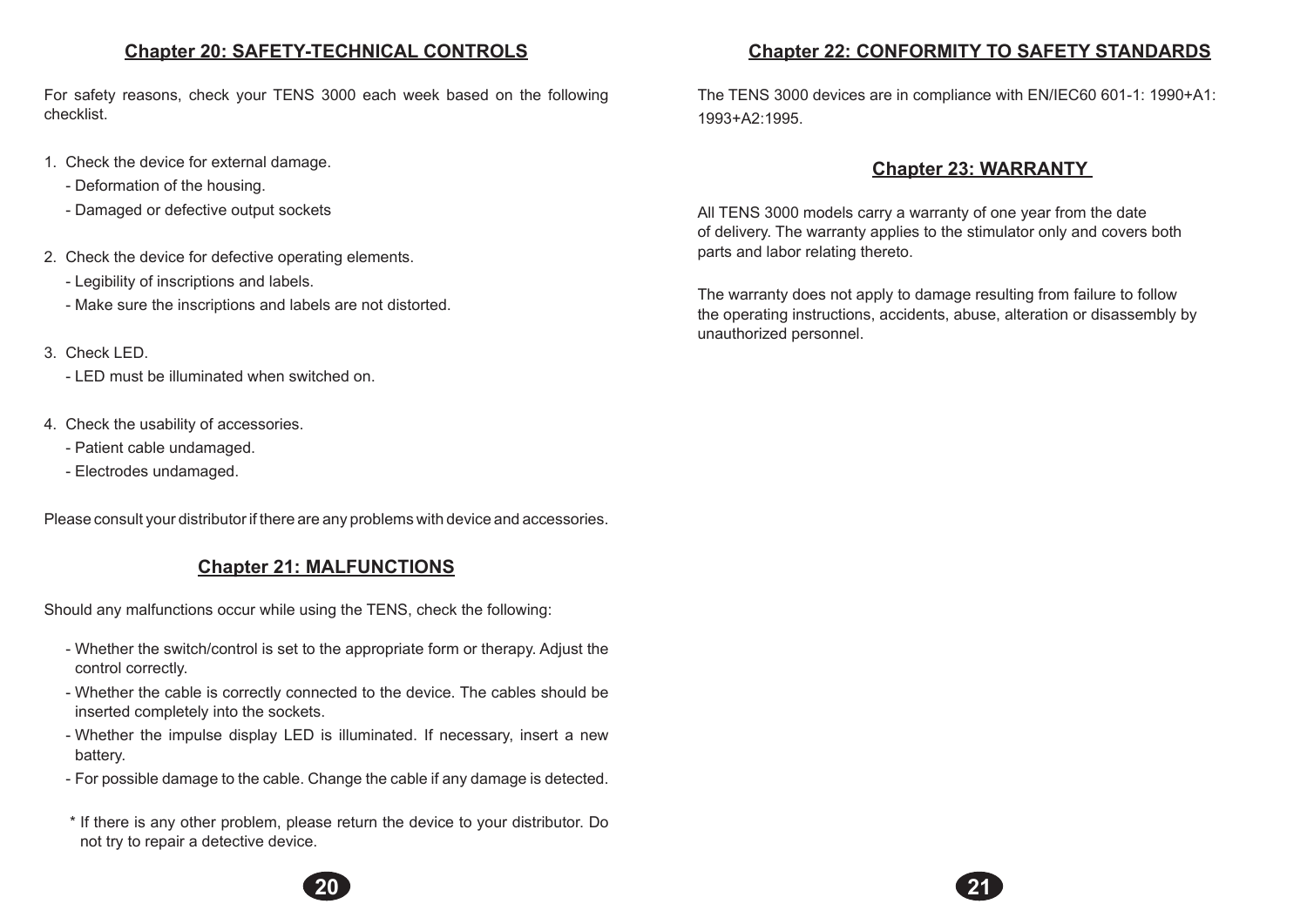## Chapter 20: SAFETY-TECHNICAL CONTROLS

For safety reasons, check your TENS 3000 each week based on the following checklist.

1. Check the device for external damage.
   - Deformation of the housing.
   - Damaged or defective output sockets

2. Check the device for defective operating elements.
   - Legibility of inscriptions and labels.
   - Make sure the inscriptions and labels are not distorted.

3. Check LED.
   - LED must be illuminated when switched on.

4. Check the usability of accessories.
   - Patient cable undamaged.
   - Electrodes undamaged.

Please consult your distributor if there are any problems with device and accessories.

## Chapter 21: MALFUNCTIONS

Should any malfunctions occur while using the TENS, check the following:

- Whether the switch/control is set to the appropriate form or therapy. Adjust the control correctly.
- Whether the cable is correctly connected to the device. The cables should be inserted completely into the sockets.
- Whether the impulse display LED is illuminated. If necessary, insert a new battery.
- For possible damage to the cable. Change the cable if any damage is detected.

\* If there is any other problem, please return the device to your distributor. Do not try to repair a detective device.

## Chapter 22: CONFORMITY TO SAFETY STANDARDS

The TENS 3000 devices are in compliance with EN/IEC60 601-1: 1990+A1: 1993+A2:1995.

## Chapter 23: WARRANTY

All TENS 3000 models carry a warranty of one year from the date of delivery. The warranty applies to the stimulator only and covers both parts and labor relating thereto.

The warranty does not apply to damage resulting from failure to follow the operating instructions, accidents, abuse, alteration or disassembly by unauthorized personnel.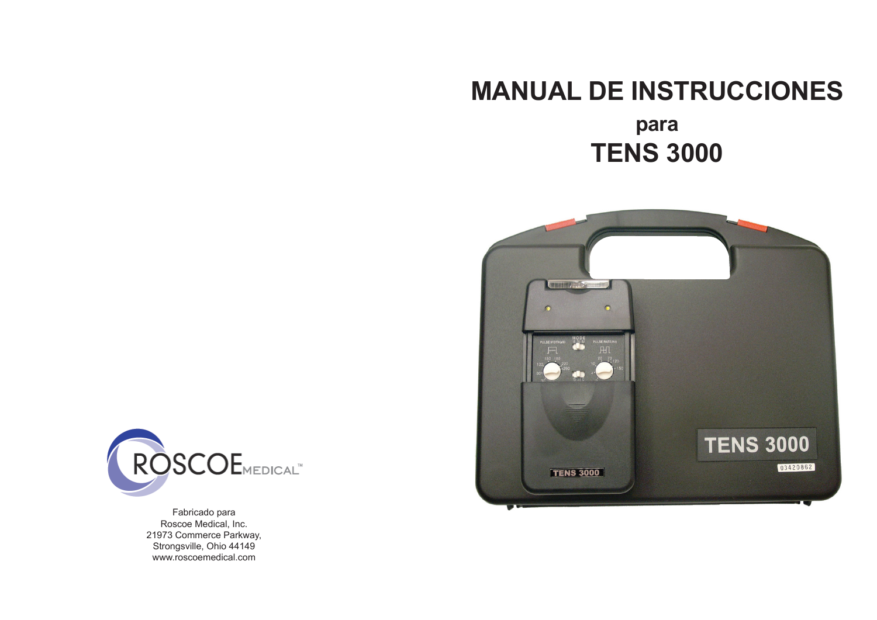# MANUAL DE INSTRUCCIONES

## para

## TENS 3000

ROSCOE MEDICAL™

Fabricado para
Roscoe Medical, Inc.
21973 Commerce Parkway,
Strongsville, Ohio 44149
www.roscoemedical.com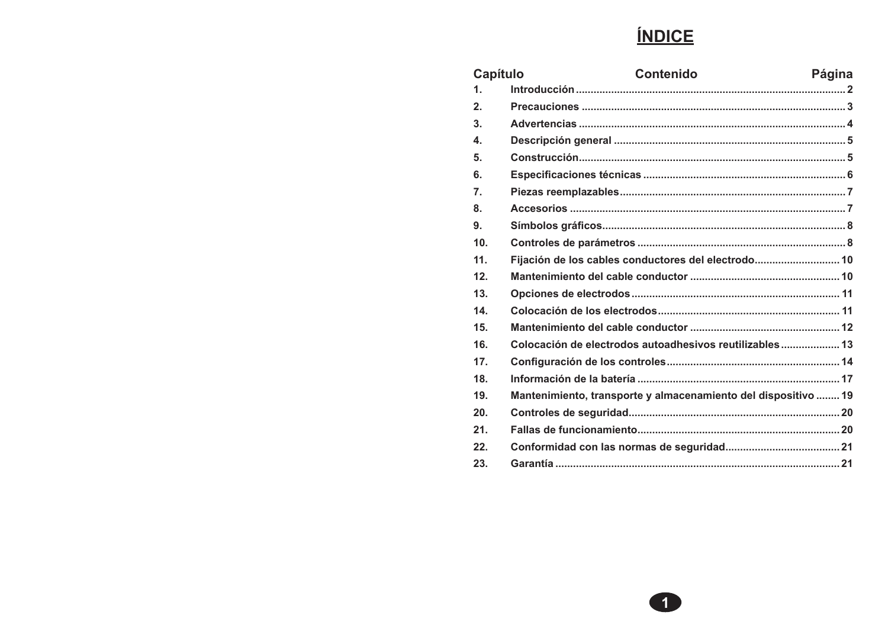# ÍNDICE

| Capítulo | Contenido | Página |
|---|---|---|
| 1. | Introducción | 2 |
| 2. | Precauciones | 3 |
| 3. | Advertencias | 4 |
| 4. | Descripción general | 5 |
| 5. | Construcción | 5 |
| 6. | Especificaciones técnicas | 6 |
| 7. | Piezas reemplazables | 7 |
| 8. | Accesorios | 7 |
| 9. | Símbolos gráficos | 8 |
| 10. | Controles de parámetros | 8 |
| 11. | Fijación de los cables conductores del electrodo | 10 |
| 12. | Mantenimiento del cable conductor | 10 |
| 13. | Opciones de electrodos | 11 |
| 14. | Colocación de los electrodos | 11 |
| 15. | Mantenimiento del cable conductor | 12 |
| 16. | Colocación de electrodos autoadhesivos reutilizables | 13 |
| 17. | Configuración de los controles | 14 |
| 18. | Información de la batería | 17 |
| 19. | Mantenimiento, transporte y almacenamiento del dispositivo | 19 |
| 20. | Controles de seguridad | 20 |
| 21. | Fallas de funcionamiento | 20 |
| 22. | Conformidad con las normas de seguridad | 21 |
| 23. | Garantía | 21 |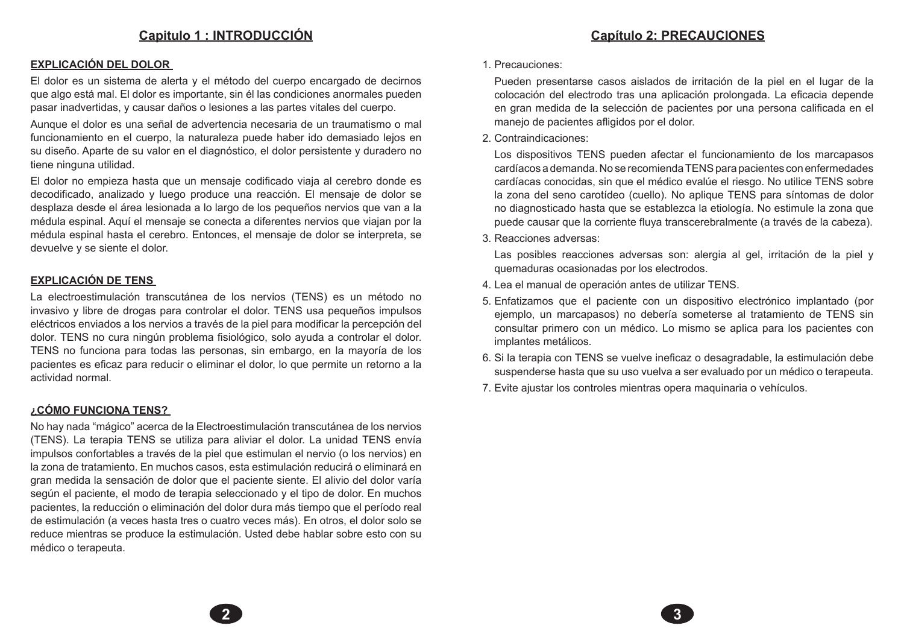## Capitulo 1 : INTRODUCCIÓN

### EXPLICACIÓN DEL DOLOR

El dolor es un sistema de alerta y el método del cuerpo encargado de decirnos que algo está mal. El dolor es importante, sin él las condiciones anormales pueden pasar inadvertidas, y causar daños o lesiones a las partes vitales del cuerpo.

Aunque el dolor es una señal de advertencia necesaria de un traumatismo o mal funcionamiento en el cuerpo, la naturaleza puede haber ido demasiado lejos en su diseño. Aparte de su valor en el diagnóstico, el dolor persistente y duradero no tiene ninguna utilidad.

El dolor no empieza hasta que un mensaje codificado viaja al cerebro donde es decodificado, analizado y luego produce una reacción. El mensaje de dolor se desplaza desde el área lesionada a lo largo de los pequeños nervios que van a la médula espinal. Aquí el mensaje se conecta a diferentes nervios que viajan por la médula espinal hasta el cerebro. Entonces, el mensaje de dolor se interpreta, se devuelve y se siente el dolor.

### EXPLICACIÓN DE TENS

La electroestimulación transcutánea de los nervios (TENS) es un método no invasivo y libre de drogas para controlar el dolor. TENS usa pequeños impulsos eléctricos enviados a los nervios a través de la piel para modificar la percepción del dolor. TENS no cura ningún problema fisiológico, solo ayuda a controlar el dolor. TENS no funciona para todas las personas, sin embargo, en la mayoría de los pacientes es eficaz para reducir o eliminar el dolor, lo que permite un retorno a la actividad normal.

### ¿CÓMO FUNCIONA TENS?

No hay nada “mágico” acerca de la Electroestimulación transcutánea de los nervios (TENS). La terapia TENS se utiliza para aliviar el dolor. La unidad TENS envía impulsos confortables a través de la piel que estimulan el nervio (o los nervios) en la zona de tratamiento. En muchos casos, esta estimulación reducirá o eliminará en gran medida la sensación de dolor que el paciente siente. El alivio del dolor varía según el paciente, el modo de terapia seleccionado y el tipo de dolor. En muchos pacientes, la reducción o eliminación del dolor dura más tiempo que el período real de estimulación (a veces hasta tres o cuatro veces más). En otros, el dolor solo se reduce mientras se produce la estimulación. Usted debe hablar sobre esto con su médico o terapeuta.

## Capítulo 2: PRECAUCIONES

1. Precauciones:

   Pueden presentarse casos aislados de irritación de la piel en el lugar de la colocación del electrodo tras una aplicación prolongada. La eficacia depende en gran medida de la selección de pacientes por una persona calificada en el manejo de pacientes afligidos por el dolor.

2. Contraindicaciones:

   Los dispositivos TENS pueden afectar el funcionamiento de los marcapasos cardíacos a demanda. No se recomienda TENS para pacientes con enfermedades cardíacas conocidas, sin que el médico evalúe el riesgo. No utilice TENS sobre la zona del seno carotídeo (cuello). No aplique TENS para síntomas de dolor no diagnosticado hasta que se establezca la etiología. No estimule la zona que puede causar que la corriente fluya transcerebralmente (a través de la cabeza).

3. Reacciones adversas:

   Las posibles reacciones adversas son: alergia al gel, irritación de la piel y quemaduras ocasionadas por los electrodos.

4. Lea el manual de operación antes de utilizar TENS.
5. Enfatizamos que el paciente con un dispositivo electrónico implantado (por ejemplo, un marcapasos) no debería someterse al tratamiento de TENS sin consultar primero con un médico. Lo mismo se aplica para los pacientes con implantes metálicos.
6. Si la terapia con TENS se vuelve ineficaz o desagradable, la estimulación debe suspenderse hasta que su uso vuelva a ser evaluado por un médico o terapeuta.
7. Evite ajustar los controles mientras opera maquinaria o vehículos.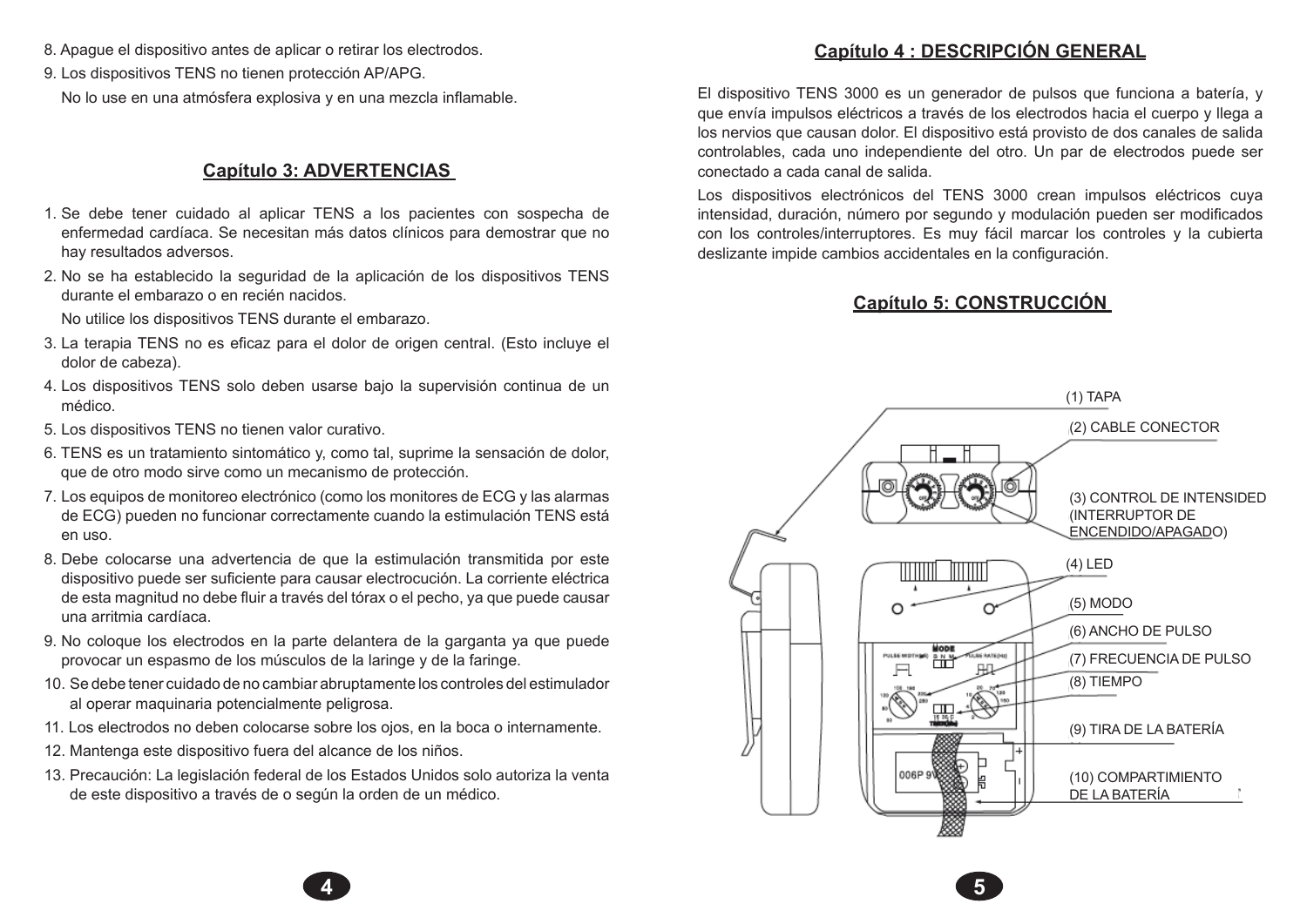8. Apague el dispositivo antes de aplicar o retirar los electrodos.
9. Los dispositivos TENS no tienen protección AP/APG.

   No lo use en una atmósfera explosiva y en una mezcla inflamable.

## Capítulo 3: ADVERTENCIAS

1. Se debe tener cuidado al aplicar TENS a los pacientes con sospecha de enfermedad cardíaca. Se necesitan más datos clínicos para demostrar que no hay resultados adversos.
2. No se ha establecido la seguridad de la aplicación de los dispositivos TENS durante el embarazo o en recién nacidos.

   No utilice los dispositivos TENS durante el embarazo.
3. La terapia TENS no es eficaz para el dolor de origen central. (Esto incluye el dolor de cabeza).
4. Los dispositivos TENS solo deben usarse bajo la supervisión continua de un médico.
5. Los dispositivos TENS no tienen valor curativo.
6. TENS es un tratamiento sintomático y, como tal, suprime la sensación de dolor, que de otro modo sirve como un mecanismo de protección.
7. Los equipos de monitoreo electrónico (como los monitores de ECG y las alarmas de ECG) pueden no funcionar correctamente cuando la estimulación TENS está en uso.
8. Debe colocarse una advertencia de que la estimulación transmitida por este dispositivo puede ser suficiente para causar electrocución. La corriente eléctrica de esta magnitud no debe fluir a través del tórax o el pecho, ya que puede causar una arritmia cardíaca.
9. No coloque los electrodos en la parte delantera de la garganta ya que puede provocar un espasmo de los músculos de la laringe y de la faringe.
10. Se debe tener cuidado de no cambiar abruptamente los controles del estimulador al operar maquinaria potencialmente peligrosa.
11. Los electrodos no deben colocarse sobre los ojos, en la boca o internamente.
12. Mantenga este dispositivo fuera del alcance de los niños.
13. Precaución: La legislación federal de los Estados Unidos solo autoriza la venta de este dispositivo a través de o según la orden de un médico.

## Capítulo 4 : DESCRIPCIÓN GENERAL

El dispositivo TENS 3000 es un generador de pulsos que funciona a batería, y que envía impulsos eléctricos a través de los electrodos hacia el cuerpo y llega a los nervios que causan dolor. El dispositivo está provisto de dos canales de salida controlables, cada uno independiente del otro. Un par de electrodos puede ser conectado a cada canal de salida.

Los dispositivos electrónicos del TENS 3000 crean impulsos eléctricos cuya intensidad, duración, número por segundo y modulación pueden ser modificados con los controles/interruptores. Es muy fácil marcar los controles y la cubierta deslizante impide cambios accidentales en la configuración.

## Capítulo 5: CONSTRUCCIÓN

(1) TAPA

(2) CABLE CONECTOR

(3) CONTROL DE INTENSIDED (INTERRUPTOR DE ENCENDIDO/APAGADO)

(4) LED

(5) MODO

(6) ANCHO DE PULSO

(7) FRECUENCIA DE PULSO

(8) TIEMPO

(9) TIRA DE LA BATERÍA

(10) COMPARTIMIENTO DE LA BATERÍA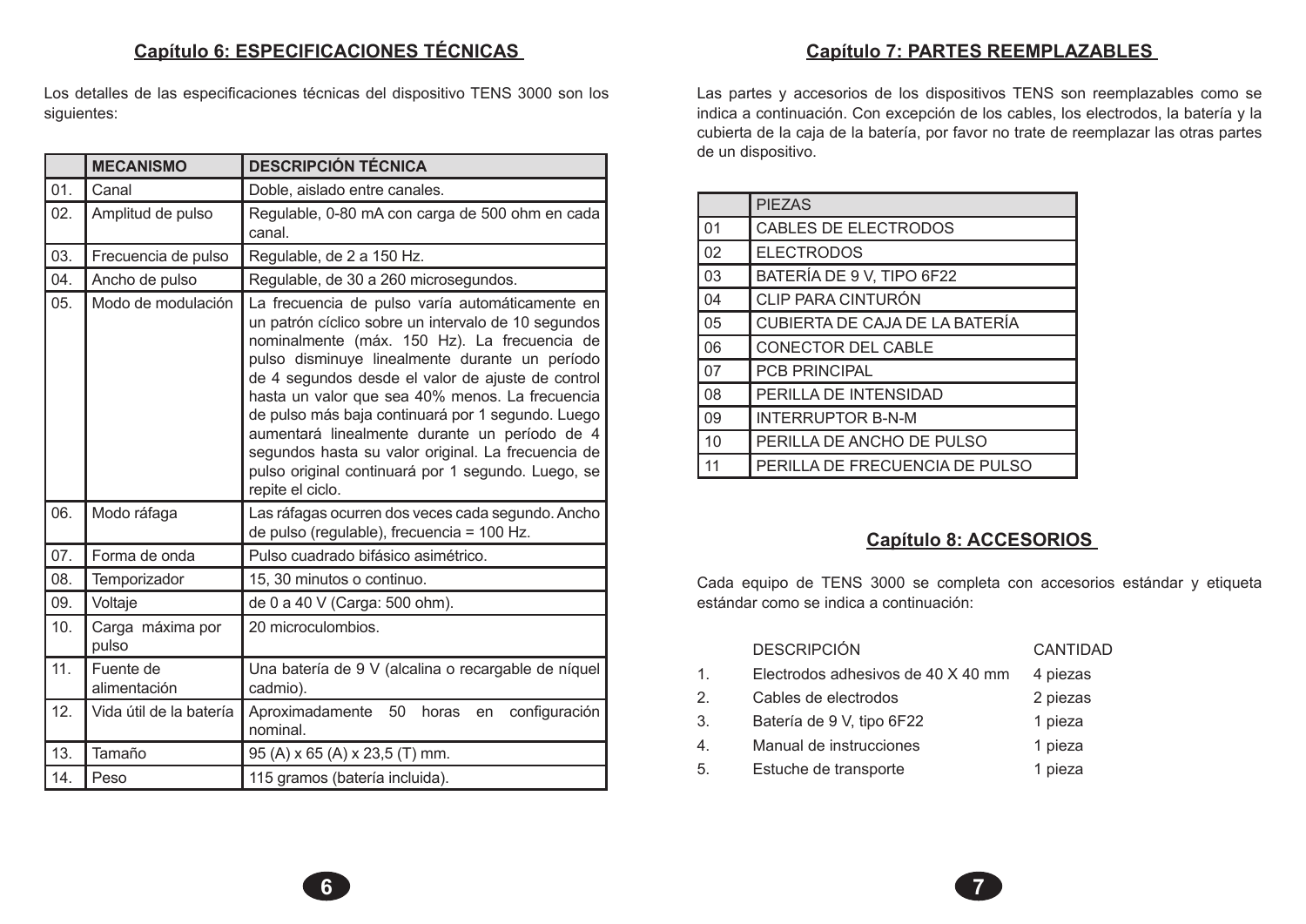## Capítulo 6: ESPECIFICACIONES TÉCNICAS

Los detalles de las especificaciones técnicas del dispositivo TENS 3000 son los siguientes:

| | MECANISMO | DESCRIPCIÓN TÉCNICA |
|---|---|---|
| 01. | Canal | Doble, aislado entre canales. |
| 02. | Amplitud de pulso | Regulable, 0-80 mA con carga de 500 ohm en cada canal. |
| 03. | Frecuencia de pulso | Regulable, de 2 a 150 Hz. |
| 04. | Ancho de pulso | Regulable, de 30 a 260 microsegundos. |
| 05. | Modo de modulación | La frecuencia de pulso varía automáticamente en un patrón cíclico sobre un intervalo de 10 segundos nominalmente (máx. 150 Hz). La frecuencia de pulso disminuye linealmente durante un período de 4 segundos desde el valor de ajuste de control hasta un valor que sea 40% menos. La frecuencia de pulso más baja continuará por 1 segundo. Luego aumentará linealmente durante un período de 4 segundos hasta su valor original. La frecuencia de pulso original continuará por 1 segundo. Luego, se repite el ciclo. |
| 06. | Modo ráfaga | Las ráfagas ocurren dos veces cada segundo. Ancho de pulso (regulable), frecuencia = 100 Hz. |
| 07. | Forma de onda | Pulso cuadrado bifásico asimétrico. |
| 08. | Temporizador | 15, 30 minutos o continuo. |
| 09. | Voltaje | de 0 a 40 V (Carga: 500 ohm). |
| 10. | Carga máxima por pulso | 20 microculombios. |
| 11. | Fuente de alimentación | Una batería de 9 V (alcalina o recargable de níquel cadmio). |
| 12. | Vida útil de la batería | Aproximadamente 50 horas en configuración nominal. |
| 13. | Tamaño | 95 (A) x 65 (A) x 23,5 (T) mm. |
| 14. | Peso | 115 gramos (batería incluida). |

## Capítulo 7: PARTES REEMPLAZABLES

Las partes y accesorios de los dispositivos TENS son reemplazables como se indica a continuación. Con excepción de los cables, los electrodos, la batería y la cubierta de la caja de la batería, por favor no trate de reemplazar las otras partes de un dispositivo.

| | PIEZAS |
|---|---|
| 01 | CABLES DE ELECTRODOS |
| 02 | ELECTRODOS |
| 03 | BATERÍA DE 9 V, TIPO 6F22 |
| 04 | CLIP PARA CINTURÓN |
| 05 | CUBIERTA DE CAJA DE LA BATERÍA |
| 06 | CONECTOR DEL CABLE |
| 07 | PCB PRINCIPAL |
| 08 | PERILLA DE INTENSIDAD |
| 09 | INTERRUPTOR B-N-M |
| 10 | PERILLA DE ANCHO DE PULSO |
| 11 | PERILLA DE FRECUENCIA DE PULSO |

## Capítulo 8: ACCESORIOS

Cada equipo de TENS 3000 se completa con accesorios estándar y etiqueta estándar como se indica a continuación:

| | DESCRIPCIÓN | CANTIDAD |
|---|---|---|
| 1. | Electrodos adhesivos de 40 X 40 mm | 4 piezas |
| 2. | Cables de electrodos | 2 piezas |
| 3. | Batería de 9 V, tipo 6F22 | 1 pieza |
| 4. | Manual de instrucciones | 1 pieza |
| 5. | Estuche de transporte | 1 pieza |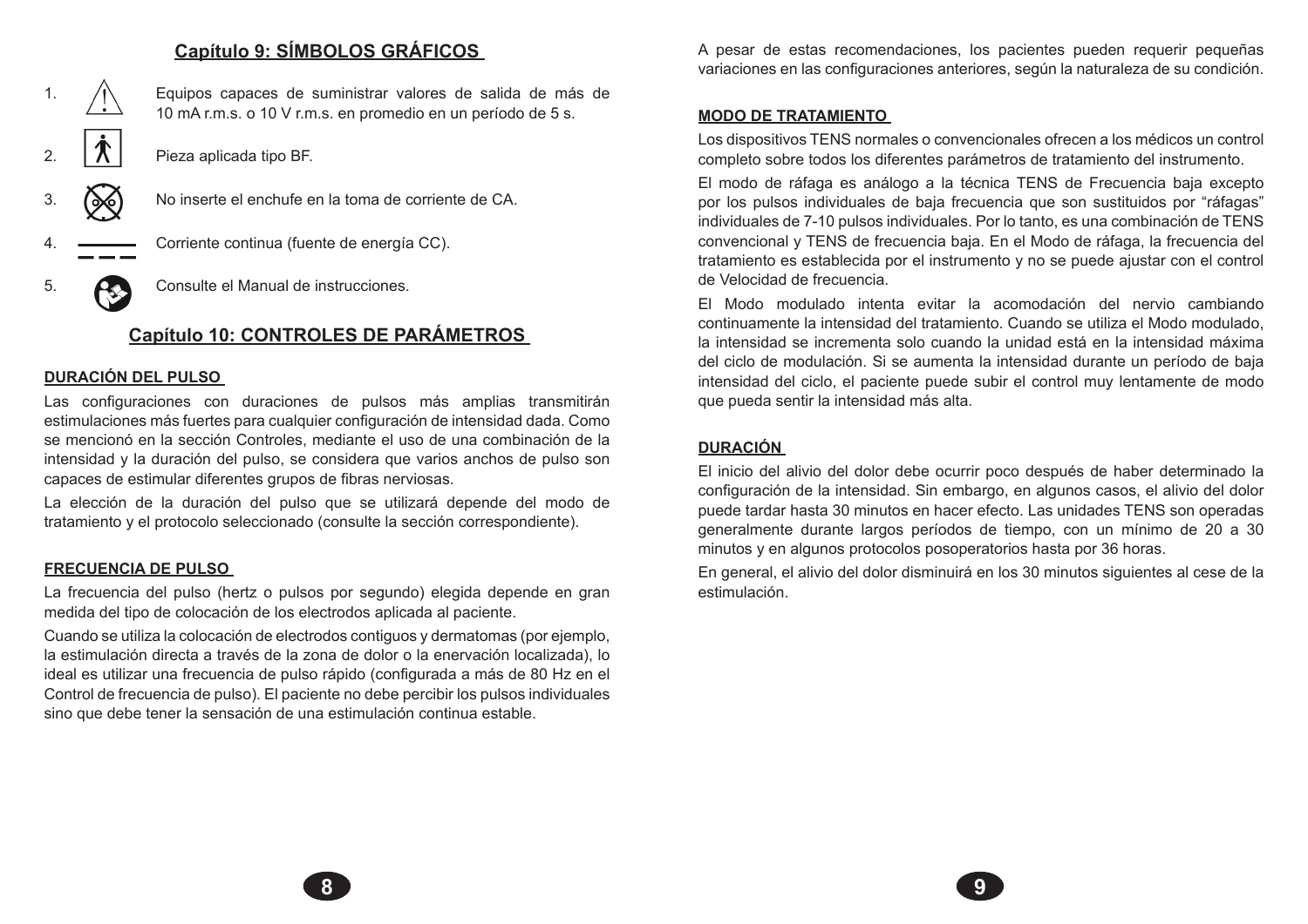## Capítulo 9: SÍMBOLOS GRÁFICOS

1. Equipos capaces de suministrar valores de salida de más de 10 mA r.m.s. o 10 V r.m.s. en promedio en un período de 5 s.
2. Pieza aplicada tipo BF.
3. No inserte el enchufe en la toma de corriente de CA.
4. Corriente continua (fuente de energía CC).
5. Consulte el Manual de instrucciones.

## Capítulo 10: CONTROLES DE PARÁMETROS

### DURACIÓN DEL PULSO

Las configuraciones con duraciones de pulsos más amplias transmitirán estimulaciones más fuertes para cualquier configuración de intensidad dada. Como se mencionó en la sección Controles, mediante el uso de una combinación de la intensidad y la duración del pulso, se considera que varios anchos de pulso son capaces de estimular diferentes grupos de fibras nerviosas.

La elección de la duración del pulso que se utilizará depende del modo de tratamiento y el protocolo seleccionado (consulte la sección correspondiente).

### FRECUENCIA DE PULSO

La frecuencia del pulso (hertz o pulsos por segundo) elegida depende en gran medida del tipo de colocación de los electrodos aplicada al paciente.

Cuando se utiliza la colocación de electrodos contiguos y dermatomas (por ejemplo, la estimulación directa a través de la zona de dolor o la enervación localizada), lo ideal es utilizar una frecuencia de pulso rápido (configurada a más de 80 Hz en el Control de frecuencia de pulso). El paciente no debe percibir los pulsos individuales sino que debe tener la sensación de una estimulación continua estable.

A pesar de estas recomendaciones, los pacientes pueden requerir pequeñas variaciones en las configuraciones anteriores, según la naturaleza de su condición.

### MODO DE TRATAMIENTO

Los dispositivos TENS normales o convencionales ofrecen a los médicos un control completo sobre todos los diferentes parámetros de tratamiento del instrumento.

El modo de ráfaga es análogo a la técnica TENS de Frecuencia baja excepto por los pulsos individuales de baja frecuencia que son sustituidos por "ráfagas" individuales de 7-10 pulsos individuales. Por lo tanto, es una combinación de TENS convencional y TENS de frecuencia baja. En el Modo de ráfaga, la frecuencia del tratamiento es establecida por el instrumento y no se puede ajustar con el control de Velocidad de frecuencia.

El Modo modulado intenta evitar la acomodación del nervio cambiando continuamente la intensidad del tratamiento. Cuando se utiliza el Modo modulado, la intensidad se incrementa solo cuando la unidad está en la intensidad máxima del ciclo de modulación. Si se aumenta la intensidad durante un período de baja intensidad del ciclo, el paciente puede subir el control muy lentamente de modo que pueda sentir la intensidad más alta.

### DURACIÓN

El inicio del alivio del dolor debe ocurrir poco después de haber determinado la configuración de la intensidad. Sin embargo, en algunos casos, el alivio del dolor puede tardar hasta 30 minutos en hacer efecto. Las unidades TENS son operadas generalmente durante largos períodos de tiempo, con un mínimo de 20 a 30 minutos y en algunos protocolos posoperatorios hasta por 36 horas.

En general, el alivio del dolor disminuirá en los 30 minutos siguientes al cese de la estimulación.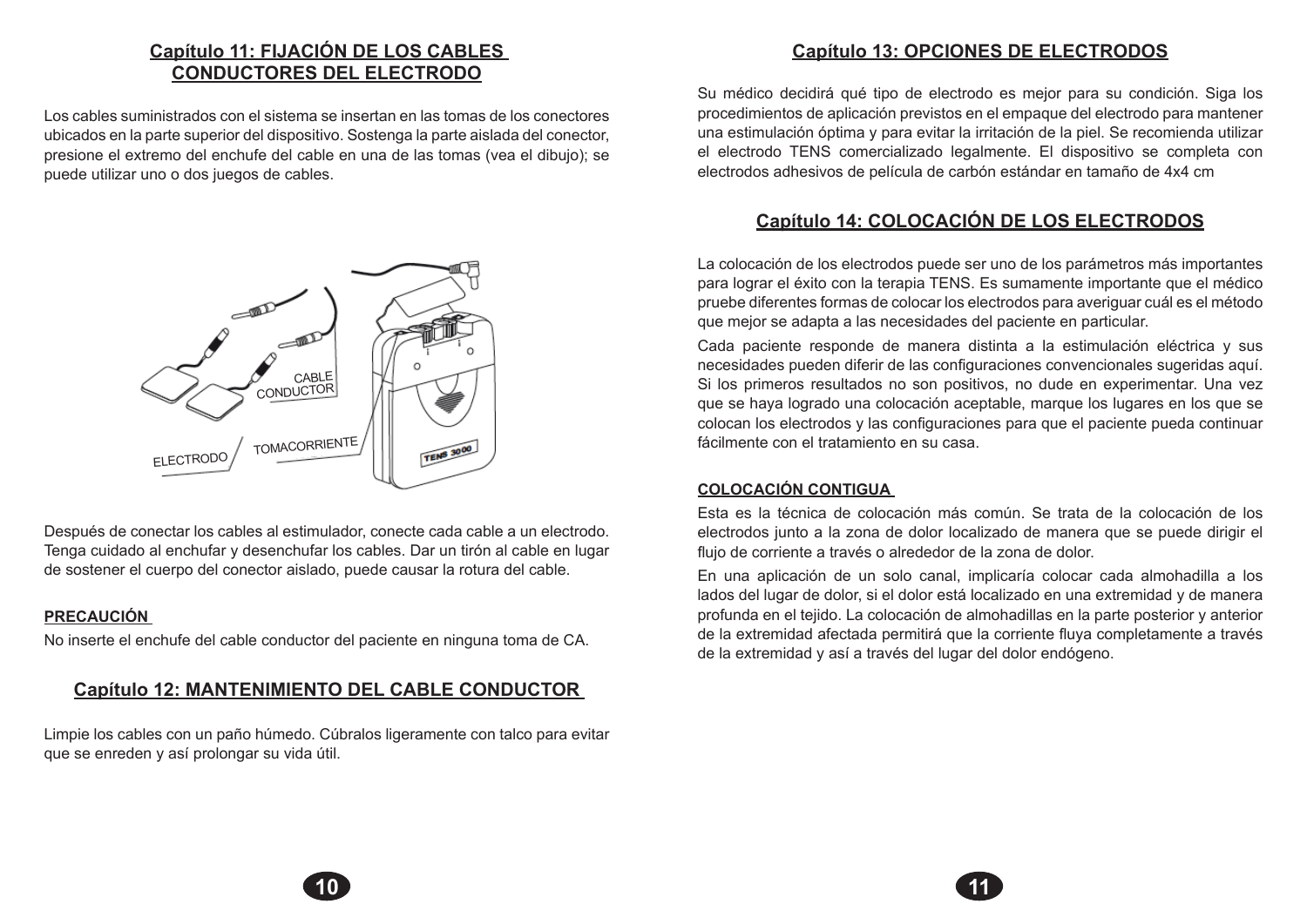## Capítulo 11: FIJACIÓN DE LOS CABLES CONDUCTORES DEL ELECTRODO

Los cables suministrados con el sistema se insertan en las tomas de los conectores ubicados en la parte superior del dispositivo. Sostenga la parte aislada del conector, presione el extremo del enchufe del cable en una de las tomas (vea el dibujo); se puede utilizar uno o dos juegos de cables.

CABLE CONDUCTOR

TOMACORRIENTE

ELECTRODO

TENS 3000

Después de conectar los cables al estimulador, conecte cada cable a un electrodo. Tenga cuidado al enchufar y desenchufar los cables. Dar un tirón al cable en lugar de sostener el cuerpo del conector aislado, puede causar la rotura del cable.

**PRECAUCIÓN**

No inserte el enchufe del cable conductor del paciente en ninguna toma de CA.

## Capítulo 12: MANTENIMIENTO DEL CABLE CONDUCTOR

Limpie los cables con un paño húmedo. Cúbralos ligeramente con talco para evitar que se enreden y así prolongar su vida útil.

## Capítulo 13: OPCIONES DE ELECTRODOS

Su médico decidirá qué tipo de electrodo es mejor para su condición. Siga los procedimientos de aplicación previstos en el empaque del electrodo para mantener una estimulación óptima y para evitar la irritación de la piel. Se recomienda utilizar el electrodo TENS comercializado legalmente. El dispositivo se completa con electrodos adhesivos de película de carbón estándar en tamaño de 4x4 cm

## Capítulo 14: COLOCACIÓN DE LOS ELECTRODOS

La colocación de los electrodos puede ser uno de los parámetros más importantes para lograr el éxito con la terapia TENS. Es sumamente importante que el médico pruebe diferentes formas de colocar los electrodos para averiguar cuál es el método que mejor se adapta a las necesidades del paciente en particular.

Cada paciente responde de manera distinta a la estimulación eléctrica y sus necesidades pueden diferir de las configuraciones convencionales sugeridas aquí. Si los primeros resultados no son positivos, no dude en experimentar. Una vez que se haya logrado una colocación aceptable, marque los lugares en los que se colocan los electrodos y las configuraciones para que el paciente pueda continuar fácilmente con el tratamiento en su casa.

**COLOCACIÓN CONTIGUA**

Esta es la técnica de colocación más común. Se trata de la colocación de los electrodos junto a la zona de dolor localizado de manera que se puede dirigir el flujo de corriente a través o alrededor de la zona de dolor.

En una aplicación de un solo canal, implicaría colocar cada almohadilla a los lados del lugar de dolor, si el dolor está localizado en una extremidad y de manera profunda en el tejido. La colocación de almohadillas en la parte posterior y anterior de la extremidad afectada permitirá que la corriente fluya completamente a través de la extremidad y así a través del lugar del dolor endógeno.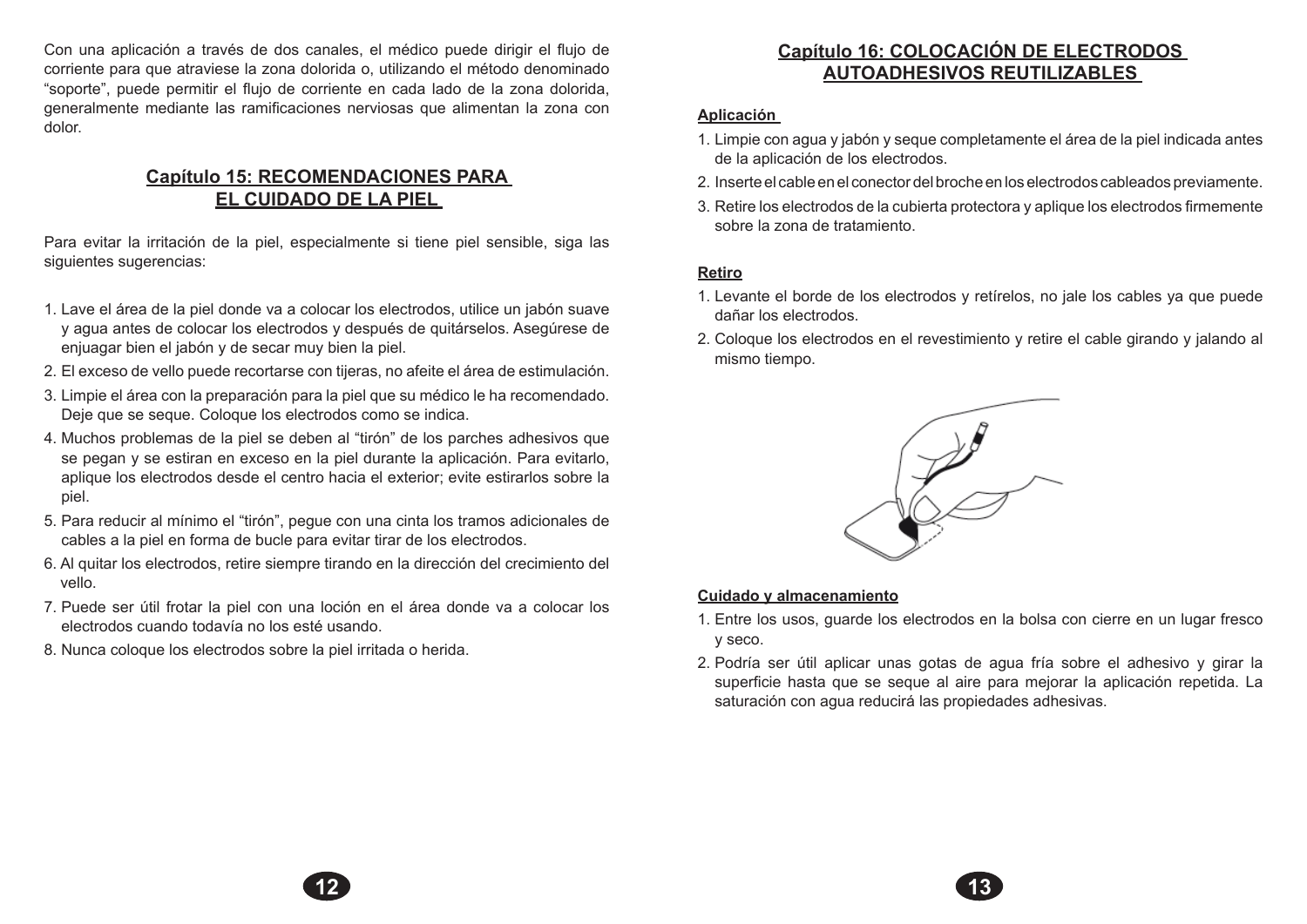Con una aplicación a través de dos canales, el médico puede dirigir el flujo de corriente para que atraviese la zona dolorida o, utilizando el método denominado "soporte", puede permitir el flujo de corriente en cada lado de la zona dolorida, generalmente mediante las ramificaciones nerviosas que alimentan la zona con dolor.

## Capítulo 15: RECOMENDACIONES PARA EL CUIDADO DE LA PIEL

Para evitar la irritación de la piel, especialmente si tiene piel sensible, siga las siguientes sugerencias:

1. Lave el área de la piel donde va a colocar los electrodos, utilice un jabón suave y agua antes de colocar los electrodos y después de quitárselos. Asegúrese de enjuagar bien el jabón y de secar muy bien la piel.
2. El exceso de vello puede recortarse con tijeras, no afeite el área de estimulación.
3. Limpie el área con la preparación para la piel que su médico le ha recomendado. Deje que se seque. Coloque los electrodos como se indica.
4. Muchos problemas de la piel se deben al "tirón" de los parches adhesivos que se pegan y se estiran en exceso en la piel durante la aplicación. Para evitarlo, aplique los electrodos desde el centro hacia el exterior; evite estirarlos sobre la piel.
5. Para reducir al mínimo el "tirón", pegue con una cinta los tramos adicionales de cables a la piel en forma de bucle para evitar tirar de los electrodos.
6. Al quitar los electrodos, retire siempre tirando en la dirección del crecimiento del vello.
7. Puede ser útil frotar la piel con una loción en el área donde va a colocar los electrodos cuando todavía no los esté usando.
8. Nunca coloque los electrodos sobre la piel irritada o herida.

## Capítulo 16: COLOCACIÓN DE ELECTRODOS AUTOADHESIVOS REUTILIZABLES

### Aplicación

1. Limpie con agua y jabón y seque completamente el área de la piel indicada antes de la aplicación de los electrodos.
2. Inserte el cable en el conector del broche en los electrodos cableados previamente.
3. Retire los electrodos de la cubierta protectora y aplique los electrodos firmemente sobre la zona de tratamiento.

### Retiro

1. Levante el borde de los electrodos y retírelos, no jale los cables ya que puede dañar los electrodos.
2. Coloque los electrodos en el revestimiento y retire el cable girando y jalando al mismo tiempo.

### Cuidado y almacenamiento

1. Entre los usos, guarde los electrodos en la bolsa con cierre en un lugar fresco y seco.
2. Podría ser útil aplicar unas gotas de agua fría sobre el adhesivo y girar la superficie hasta que se seque al aire para mejorar la aplicación repetida. La saturación con agua reducirá las propiedades adhesivas.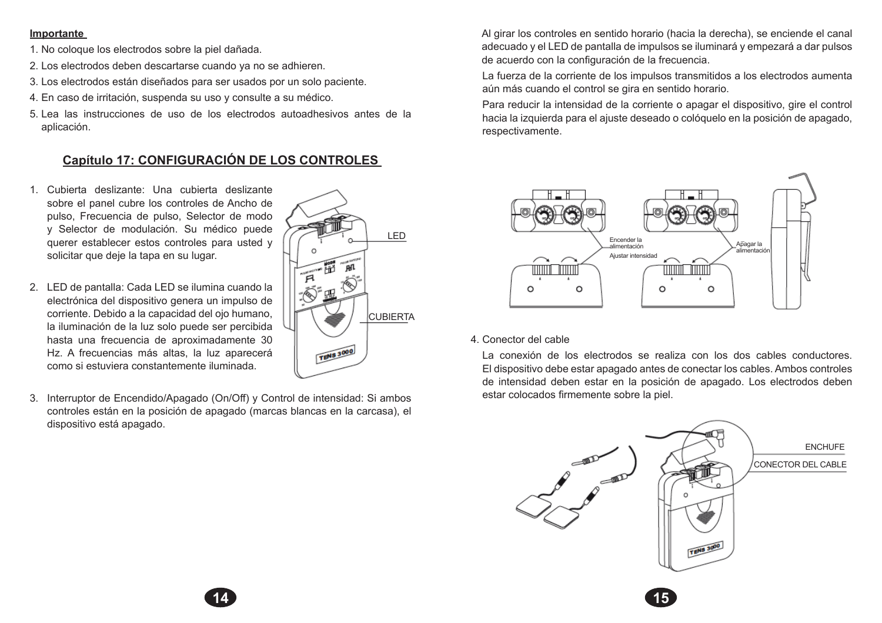**Importante**

1. No coloque los electrodos sobre la piel dañada.
2. Los electrodos deben descartarse cuando ya no se adhieren.
3. Los electrodos están diseñados para ser usados por un solo paciente.
4. En caso de irritación, suspenda su uso y consulte a su médico.
5. Lea las instrucciones de uso de los electrodos autoadhesivos antes de la aplicación.

## Capítulo 17: CONFIGURACIÓN DE LOS CONTROLES

1. Cubierta deslizante: Una cubierta deslizante sobre el panel cubre los controles de Ancho de pulso, Frecuencia de pulso, Selector de modo y Selector de modulación. Su médico puede querer establecer estos controles para usted y solicitar que deje la tapa en su lugar.

2. LED de pantalla: Cada LED se ilumina cuando la electrónica del dispositivo genera un impulso de corriente. Debido a la capacidad del ojo humano, la iluminación de la luz solo puede ser percibida hasta una frecuencia de aproximadamente 30 Hz. A frecuencias más altas, la luz aparecerá como si estuviera constantemente iluminada.

3. Interruptor de Encendido/Apagado (On/Off) y Control de intensidad: Si ambos controles están en la posición de apagado (marcas blancas en la carcasa), el dispositivo está apagado.

Al girar los controles en sentido horario (hacia la derecha), se enciende el canal adecuado y el LED de pantalla de impulsos se iluminará y empezará a dar pulsos de acuerdo con la configuración de la frecuencia.

La fuerza de la corriente de los impulsos transmitidos a los electrodos aumenta aún más cuando el control se gira en sentido horario.

Para reducir la intensidad de la corriente o apagar el dispositivo, gire el control hacia la izquierda para el ajuste deseado o colóquelo en la posición de apagado, respectivamente.

4. Conector del cable

La conexión de los electrodos se realiza con los dos cables conductores. El dispositivo debe estar apagado antes de conectar los cables. Ambos controles de intensidad deben estar en la posición de apagado. Los electrodos deben estar colocados firmemente sobre la piel.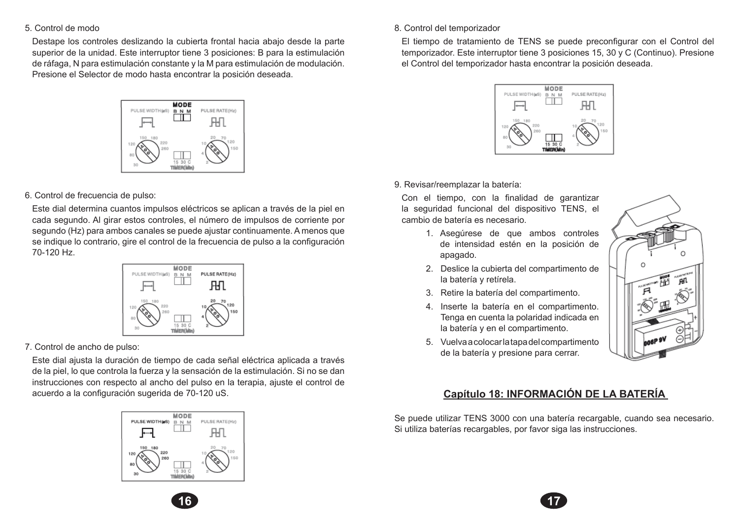5. Control de modo

Destape los controles deslizando la cubierta frontal hacia abajo desde la parte superior de la unidad. Este interruptor tiene 3 posiciones: B para la estimulación de ráfaga, N para estimulación constante y la M para estimulación de modulación. Presione el Selector de modo hasta encontrar la posición deseada.

6. Control de frecuencia de pulso:

Este dial determina cuantos impulsos eléctricos se aplican a través de la piel en cada segundo. Al girar estos controles, el número de impulsos de corriente por segundo (Hz) para ambos canales se puede ajustar continuamente. A menos que se indique lo contrario, gire el control de la frecuencia de pulso a la configuración 70-120 Hz.

7. Control de ancho de pulso:

Este dial ajusta la duración de tiempo de cada señal eléctrica aplicada a través de la piel, lo que controla la fuerza y la sensación de la estimulación. Si no se dan instrucciones con respecto al ancho del pulso en la terapia, ajuste el control de acuerdo a la configuración sugerida de 70-120 uS.

8. Control del temporizador

El tiempo de tratamiento de TENS se puede preconfigurar con el Control del temporizador. Este interruptor tiene 3 posiciones 15, 30 y C (Continuo). Presione el Control del temporizador hasta encontrar la posición deseada.

9. Revisar/reemplazar la batería:

Con el tiempo, con la finalidad de garantizar la seguridad funcional del dispositivo TENS, el cambio de batería es necesario.

1. Asegúrese de que ambos controles de intensidad estén en la posición de apagado.
2. Deslice la cubierta del compartimento de la batería y retírela.
3. Retire la batería del compartimento.
4. Inserte la batería en el compartimento. Tenga en cuenta la polaridad indicada en la batería y en el compartimento.
5. Vuelva a colocar la tapa del compartimento de la batería y presione para cerrar.

## Capítulo 18: INFORMACIÓN DE LA BATERÍA

Se puede utilizar TENS 3000 con una batería recargable, cuando sea necesario. Si utiliza baterías recargables, por favor siga las instrucciones.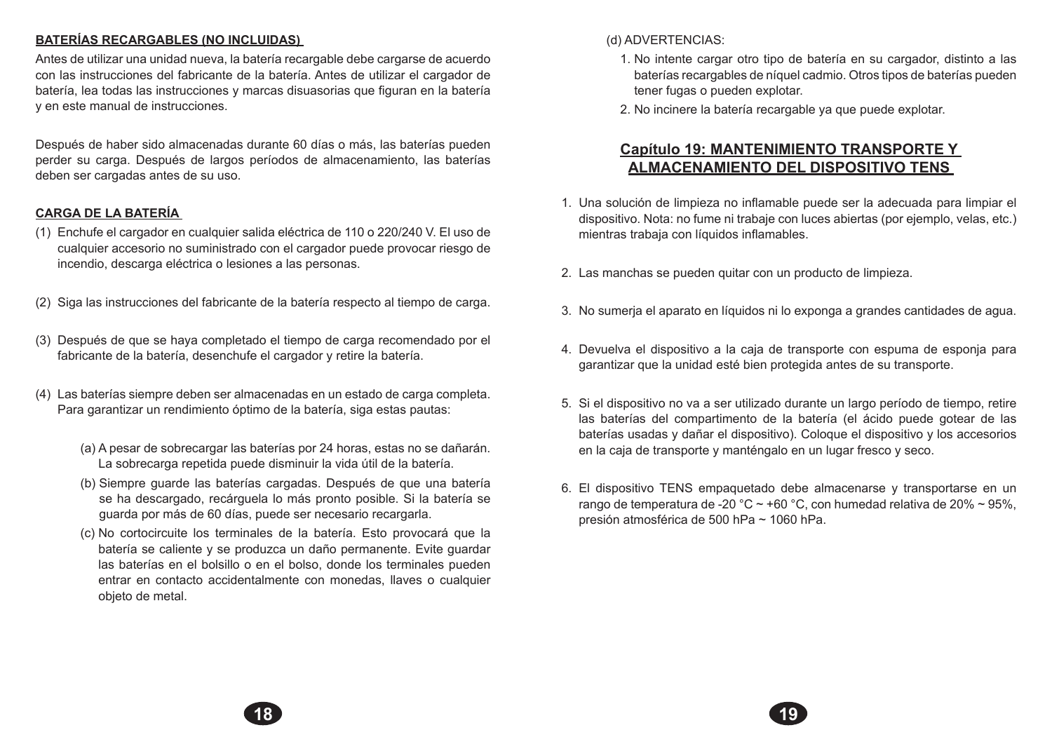**BATERÍAS RECARGABLES (NO INCLUIDAS)**

Antes de utilizar una unidad nueva, la batería recargable debe cargarse de acuerdo con las instrucciones del fabricante de la batería. Antes de utilizar el cargador de batería, lea todas las instrucciones y marcas disuasorias que figuran en la batería y en este manual de instrucciones.

Después de haber sido almacenadas durante 60 días o más, las baterías pueden perder su carga. Después de largos períodos de almacenamiento, las baterías deben ser cargadas antes de su uso.

**CARGA DE LA BATERÍA**

(1) Enchufe el cargador en cualquier salida eléctrica de 110 o 220/240 V. El uso de cualquier accesorio no suministrado con el cargador puede provocar riesgo de incendio, descarga eléctrica o lesiones a las personas.

(2) Siga las instrucciones del fabricante de la batería respecto al tiempo de carga.

(3) Después de que se haya completado el tiempo de carga recomendado por el fabricante de la batería, desenchufe el cargador y retire la batería.

(4) Las baterías siempre deben ser almacenadas en un estado de carga completa. Para garantizar un rendimiento óptimo de la batería, siga estas pautas:

(a) A pesar de sobrecargar las baterías por 24 horas, estas no se dañarán. La sobrecarga repetida puede disminuir la vida útil de la batería.

(b) Siempre guarde las baterías cargadas. Después de que una batería se ha descargado, recárguela lo más pronto posible. Si la batería se guarda por más de 60 días, puede ser necesario recargarla.

(c) No cortocircuite los terminales de la batería. Esto provocará que la batería se caliente y se produzca un daño permanente. Evite guardar las baterías en el bolsillo o en el bolso, donde los terminales pueden entrar en contacto accidentalmente con monedas, llaves o cualquier objeto de metal.

(d) ADVERTENCIAS:

1. No intente cargar otro tipo de batería en su cargador, distinto a las baterías recargables de níquel cadmio. Otros tipos de baterías pueden tener fugas o pueden explotar.
2. No incinere la batería recargable ya que puede explotar.

## Capítulo 19: MANTENIMIENTO TRANSPORTE Y ALMACENAMIENTO DEL DISPOSITIVO TENS

1. Una solución de limpieza no inflamable puede ser la adecuada para limpiar el dispositivo. Nota: no fume ni trabaje con luces abiertas (por ejemplo, velas, etc.) mientras trabaja con líquidos inflamables.

2. Las manchas se pueden quitar con un producto de limpieza.

3. No sumerja el aparato en líquidos ni lo exponga a grandes cantidades de agua.

4. Devuelva el dispositivo a la caja de transporte con espuma de esponja para garantizar que la unidad esté bien protegida antes de su transporte.

5. Si el dispositivo no va a ser utilizado durante un largo período de tiempo, retire las baterías del compartimento de la batería (el ácido puede gotear de las baterías usadas y dañar el dispositivo). Coloque el dispositivo y los accesorios en la caja de transporte y manténgalo en un lugar fresco y seco.

6. El dispositivo TENS empaquetado debe almacenarse y transportarse en un rango de temperatura de -20 °C ~ +60 °C, con humedad relativa de 20% ~ 95%, presión atmosférica de 500 hPa ~ 1060 hPa.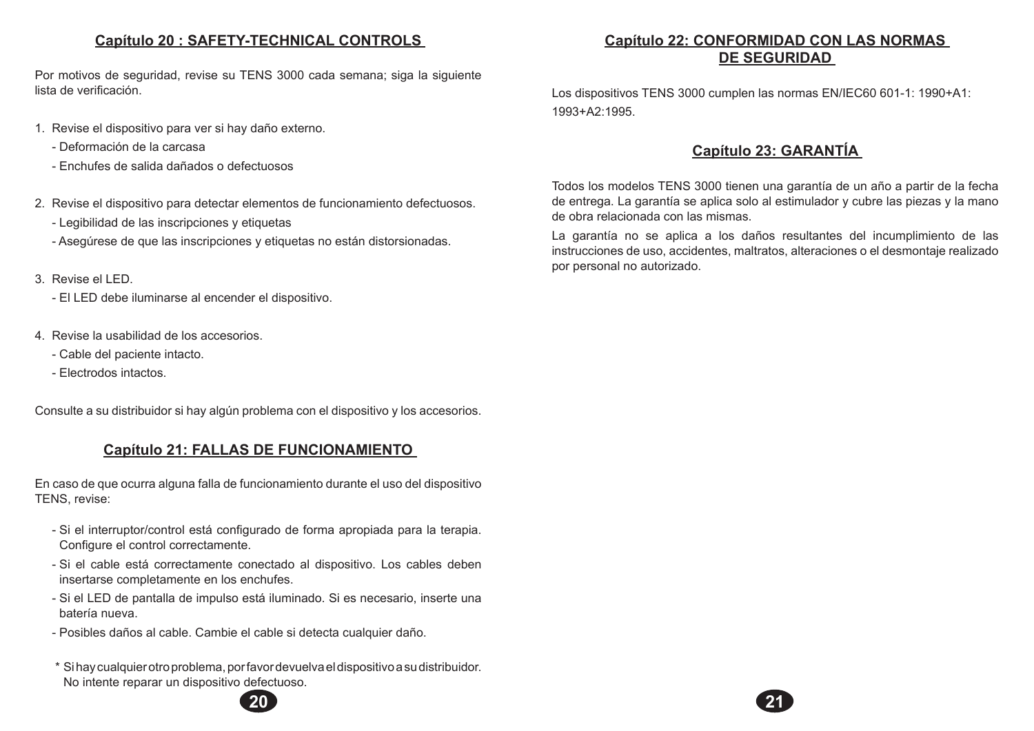## Capítulo 20 : SAFETY-TECHNICAL CONTROLS

Por motivos de seguridad, revise su TENS 3000 cada semana; siga la siguiente lista de verificación.

1. Revise el dispositivo para ver si hay daño externo.
   - Deformación de la carcasa
   - Enchufes de salida dañados o defectuosos

2. Revise el dispositivo para detectar elementos de funcionamiento defectuosos.
   - Legibilidad de las inscripciones y etiquetas
   - Asegúrese de que las inscripciones y etiquetas no están distorsionadas.

3. Revise el LED.
   - El LED debe iluminarse al encender el dispositivo.

4. Revise la usabilidad de los accesorios.
   - Cable del paciente intacto.
   - Electrodos intactos.

Consulte a su distribuidor si hay algún problema con el dispositivo y los accesorios.

## Capítulo 21: FALLAS DE FUNCIONAMIENTO

En caso de que ocurra alguna falla de funcionamiento durante el uso del dispositivo TENS, revise:

- Si el interruptor/control está configurado de forma apropiada para la terapia. Configure el control correctamente.
- Si el cable está correctamente conectado al dispositivo. Los cables deben insertarse completamente en los enchufes.
- Si el LED de pantalla de impulso está iluminado. Si es necesario, inserte una batería nueva.
- Posibles daños al cable. Cambie el cable si detecta cualquier daño.

\* Si hay cualquier otro problema, por favor devuelva el dispositivo a su distribuidor. No intente reparar un dispositivo defectuoso.

## Capítulo 22: CONFORMIDAD CON LAS NORMAS DE SEGURIDAD

Los dispositivos TENS 3000 cumplen las normas EN/IEC60 601-1: 1990+A1: 1993+A2:1995.

## Capítulo 23: GARANTÍA

Todos los modelos TENS 3000 tienen una garantía de un año a partir de la fecha de entrega. La garantía se aplica solo al estimulador y cubre las piezas y la mano de obra relacionada con las mismas.

La garantía no se aplica a los daños resultantes del incumplimiento de las instrucciones de uso, accidentes, maltratos, alteraciones o el desmontaje realizado por personal no autorizado.